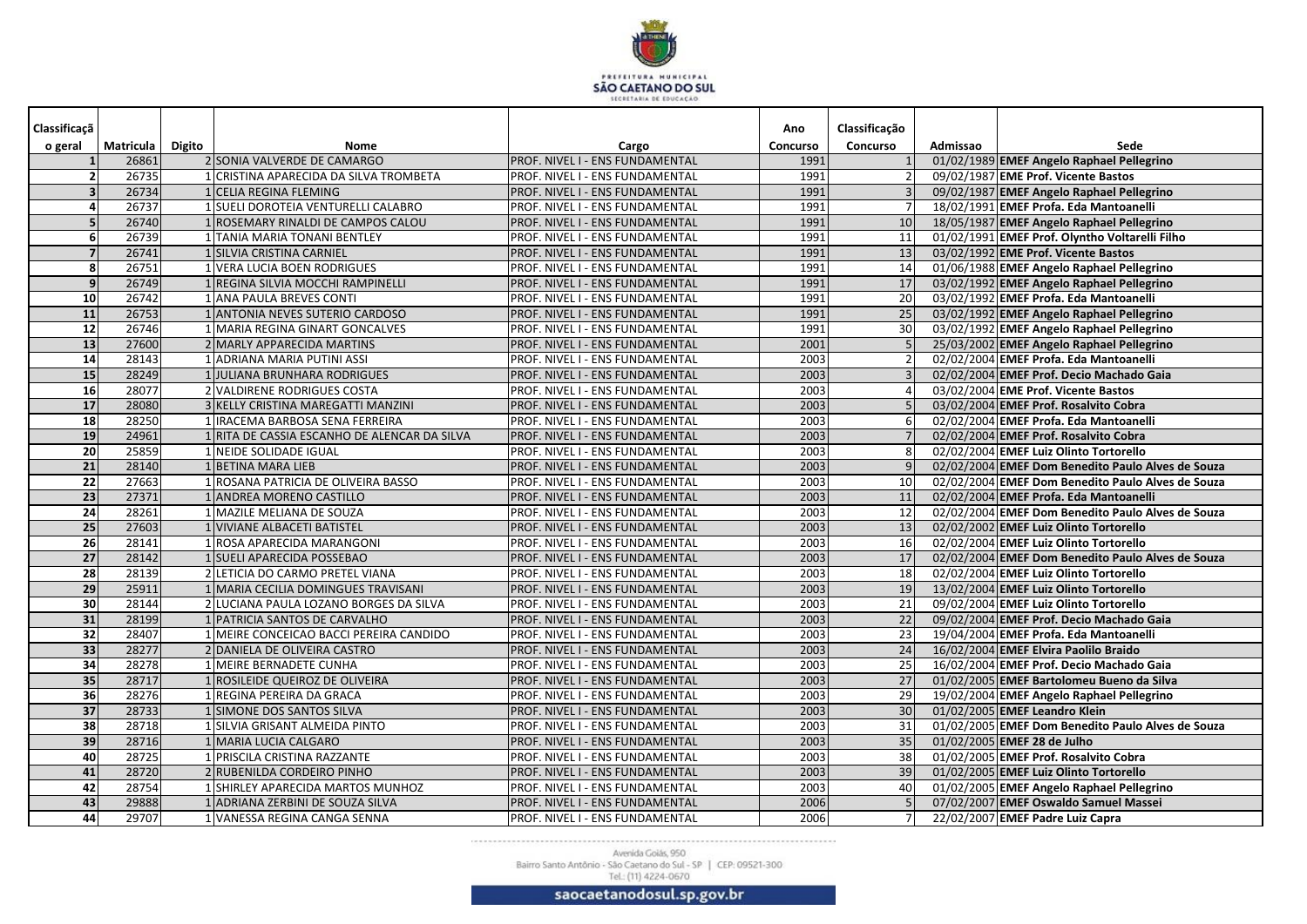| Classificação geral | Matricula | Digito | Nome | Cargo | Ano Concurso | Classificação Concurso | Admissao | Sede |
|---|---|---|---|---|---|---|---|---|
| 1 | 26861 | 2 | SONIA VALVERDE DE CAMARGO | PROF. NIVEL I - ENS FUNDAMENTAL | 1991 | 1 | 01/02/1989 | **EMEF Angelo Raphael Pellegrino** |
| 2 | 26735 | 1 | CRISTINA APARECIDA DA SILVA TROMBETA | PROF. NIVEL I - ENS FUNDAMENTAL | 1991 | 2 | 09/02/1987 | **EME Prof. Vicente Bastos** |
| 3 | 26734 | 1 | CELIA REGINA FLEMING | PROF. NIVEL I - ENS FUNDAMENTAL | 1991 | 3 | 09/02/1987 | **EMEF Angelo Raphael Pellegrino** |
| 4 | 26737 | 1 | SUELI DOROTEIA VENTURELLI CALABRO | PROF. NIVEL I - ENS FUNDAMENTAL | 1991 | 7 | 18/02/1991 | **EMEF Profa. Eda Mantoanelli** |
| 5 | 26740 | 1 | ROSEMARY RINALDI DE CAMPOS CALOU | PROF. NIVEL I - ENS FUNDAMENTAL | 1991 | 10 | 18/05/1987 | **EMEF Angelo Raphael Pellegrino** |
| 6 | 26739 | 1 | TANIA MARIA TONANI BENTLEY | PROF. NIVEL I - ENS FUNDAMENTAL | 1991 | 11 | 01/02/1991 | **EMEF Prof. Olyntho Voltarelli Filho** |
| 7 | 26741 | 1 | SILVIA CRISTINA CARNIEL | PROF. NIVEL I - ENS FUNDAMENTAL | 1991 | 13 | 03/02/1992 | **EME Prof. Vicente Bastos** |
| 8 | 26751 | 1 | VERA LUCIA BOEN RODRIGUES | PROF. NIVEL I - ENS FUNDAMENTAL | 1991 | 14 | 01/06/1988 | **EMEF Angelo Raphael Pellegrino** |
| 9 | 26749 | 1 | REGINA SILVIA MOCCHI RAMPINELLI | PROF. NIVEL I - ENS FUNDAMENTAL | 1991 | 17 | 03/02/1992 | **EMEF Angelo Raphael Pellegrino** |
| 10 | 26742 | 1 | ANA PAULA BREVES CONTI | PROF. NIVEL I - ENS FUNDAMENTAL | 1991 | 20 | 03/02/1992 | **EMEF Profa. Eda Mantoanelli** |
| 11 | 26753 | 1 | ANTONIA NEVES SUTERIO CARDOSO | PROF. NIVEL I - ENS FUNDAMENTAL | 1991 | 25 | 03/02/1992 | **EMEF Angelo Raphael Pellegrino** |
| 12 | 26746 | 1 | MARIA REGINA GINART GONCALVES | PROF. NIVEL I - ENS FUNDAMENTAL | 1991 | 30 | 03/02/1992 | **EMEF Angelo Raphael Pellegrino** |
| 13 | 27600 | 2 | MARLY APPARECIDA MARTINS | PROF. NIVEL I - ENS FUNDAMENTAL | 2001 | 5 | 25/03/2002 | **EMEF Angelo Raphael Pellegrino** |
| 14 | 28143 | 1 | ADRIANA MARIA PUTINI ASSI | PROF. NIVEL I - ENS FUNDAMENTAL | 2003 | 2 | 02/02/2004 | **EMEF Profa. Eda Mantoanelli** |
| 15 | 28249 | 1 | JULIANA BRUNHARA RODRIGUES | PROF. NIVEL I - ENS FUNDAMENTAL | 2003 | 3 | 02/02/2004 | **EMEF Prof. Decio Machado Gaia** |
| 16 | 28077 | 2 | VALDIRENE RODRIGUES COSTA | PROF. NIVEL I - ENS FUNDAMENTAL | 2003 | 4 | 03/02/2004 | **EME Prof. Vicente Bastos** |
| 17 | 28080 | 3 | KELLY CRISTINA MAREGATTI MANZINI | PROF. NIVEL I - ENS FUNDAMENTAL | 2003 | 5 | 03/02/2004 | **EMEF Prof. Rosalvito Cobra** |
| 18 | 28250 | 1 | IRACEMA BARBOSA SENA FERREIRA | PROF. NIVEL I - ENS FUNDAMENTAL | 2003 | 6 | 02/02/2004 | **EMEF Profa. Eda Mantoanelli** |
| 19 | 24961 | 1 | RITA DE CASSIA ESCANHO DE ALENCAR DA SILVA | PROF. NIVEL I - ENS FUNDAMENTAL | 2003 | 7 | 02/02/2004 | **EMEF Prof. Rosalvito Cobra** |
| 20 | 25859 | 1 | NEIDE SOLIDADE IGUAL | PROF. NIVEL I - ENS FUNDAMENTAL | 2003 | 8 | 02/02/2004 | **EMEF Luiz Olinto Tortorello** |
| 21 | 28140 | 1 | BETINA MARA LIEB | PROF. NIVEL I - ENS FUNDAMENTAL | 2003 | 9 | 02/02/2004 | **EMEF Dom Benedito Paulo Alves de Souza** |
| 22 | 27663 | 1 | ROSANA PATRICIA DE OLIVEIRA BASSO | PROF. NIVEL I - ENS FUNDAMENTAL | 2003 | 10 | 02/02/2004 | **EMEF Dom Benedito Paulo Alves de Souza** |
| 23 | 27371 | 1 | ANDREA MORENO CASTILLO | PROF. NIVEL I - ENS FUNDAMENTAL | 2003 | 11 | 02/02/2004 | **EMEF Profa. Eda Mantoanelli** |
| 24 | 28261 | 1 | MAZILE MELIANA DE SOUZA | PROF. NIVEL I - ENS FUNDAMENTAL | 2003 | 12 | 02/02/2004 | **EMEF Dom Benedito Paulo Alves de Souza** |
| 25 | 27603 | 1 | VIVIANE ALBACETI BATISTEL | PROF. NIVEL I - ENS FUNDAMENTAL | 2003 | 13 | 02/02/2002 | **EMEF Luiz Olinto Tortorello** |
| 26 | 28141 | 1 | ROSA APARECIDA MARANGONI | PROF. NIVEL I - ENS FUNDAMENTAL | 2003 | 16 | 02/02/2004 | **EMEF Luiz Olinto Tortorello** |
| 27 | 28142 | 1 | SUELI APARECIDA POSSEBAO | PROF. NIVEL I - ENS FUNDAMENTAL | 2003 | 17 | 02/02/2004 | **EMEF Dom Benedito Paulo Alves de Souza** |
| 28 | 28139 | 2 | LETICIA DO CARMO PRETEL VIANA | PROF. NIVEL I - ENS FUNDAMENTAL | 2003 | 18 | 02/02/2004 | **EMEF Luiz Olinto Tortorello** |
| 29 | 25911 | 1 | MARIA CECILIA DOMINGUES TRAVISANI | PROF. NIVEL I - ENS FUNDAMENTAL | 2003 | 19 | 13/02/2004 | **EMEF Luiz Olinto Tortorello** |
| 30 | 28144 | 2 | LUCIANA PAULA LOZANO BORGES DA SILVA | PROF. NIVEL I - ENS FUNDAMENTAL | 2003 | 21 | 09/02/2004 | **EMEF Luiz Olinto Tortorello** |
| 31 | 28199 | 1 | PATRICIA SANTOS DE CARVALHO | PROF. NIVEL I - ENS FUNDAMENTAL | 2003 | 22 | 09/02/2004 | **EMEF Prof. Decio Machado Gaia** |
| 32 | 28407 | 1 | MEIRE CONCEICAO BACCI PEREIRA CANDIDO | PROF. NIVEL I - ENS FUNDAMENTAL | 2003 | 23 | 19/04/2004 | **EMEF Profa. Eda Mantoanelli** |
| 33 | 28277 | 2 | DANIELA DE OLIVEIRA CASTRO | PROF. NIVEL I - ENS FUNDAMENTAL | 2003 | 24 | 16/02/2004 | **EMEF Elvira Paolilo Braido** |
| 34 | 28278 | 1 | MEIRE BERNADETE CUNHA | PROF. NIVEL I - ENS FUNDAMENTAL | 2003 | 25 | 16/02/2004 | **EMEF Prof. Decio Machado Gaia** |
| 35 | 28717 | 1 | ROSILEIDE QUEIROZ DE OLIVEIRA | PROF. NIVEL I - ENS FUNDAMENTAL | 2003 | 27 | 01/02/2005 | **EMEF Bartolomeu Bueno da Silva** |
| 36 | 28276 | 1 | REGINA PEREIRA DA GRACA | PROF. NIVEL I - ENS FUNDAMENTAL | 2003 | 29 | 19/02/2004 | **EMEF Angelo Raphael Pellegrino** |
| 37 | 28733 | 1 | SIMONE DOS SANTOS SILVA | PROF. NIVEL I - ENS FUNDAMENTAL | 2003 | 30 | 01/02/2005 | **EMEF Leandro Klein** |
| 38 | 28718 | 1 | SILVIA GRISANT ALMEIDA PINTO | PROF. NIVEL I - ENS FUNDAMENTAL | 2003 | 31 | 01/02/2005 | **EMEF Dom Benedito Paulo Alves de Souza** |
| 39 | 28716 | 1 | MARIA LUCIA CALGARO | PROF. NIVEL I - ENS FUNDAMENTAL | 2003 | 35 | 01/02/2005 | **EMEF 28 de Julho** |
| 40 | 28725 | 1 | PRISCILA CRISTINA RAZZANTE | PROF. NIVEL I - ENS FUNDAMENTAL | 2003 | 38 | 01/02/2005 | **EMEF Prof. Rosalvito Cobra** |
| 41 | 28720 | 2 | RUBENILDA CORDEIRO PINHO | PROF. NIVEL I - ENS FUNDAMENTAL | 2003 | 39 | 01/02/2005 | **EMEF Luiz Olinto Tortorello** |
| 42 | 28754 | 1 | SHIRLEY APARECIDA MARTOS MUNHOZ | PROF. NIVEL I - ENS FUNDAMENTAL | 2003 | 40 | 01/02/2005 | **EMEF Angelo Raphael Pellegrino** |
| 43 | 29888 | 1 | ADRIANA ZERBINI DE SOUZA SILVA | PROF. NIVEL I - ENS FUNDAMENTAL | 2006 | 5 | 07/02/2007 | **EMEF Oswaldo Samuel Massei** |
| 44 | 29707 | 1 | VANESSA REGINA CANGA SENNA | PROF. NIVEL I - ENS FUNDAMENTAL | 2006 | 7 | 22/02/2007 | **EMEF Padre Luiz Capra** |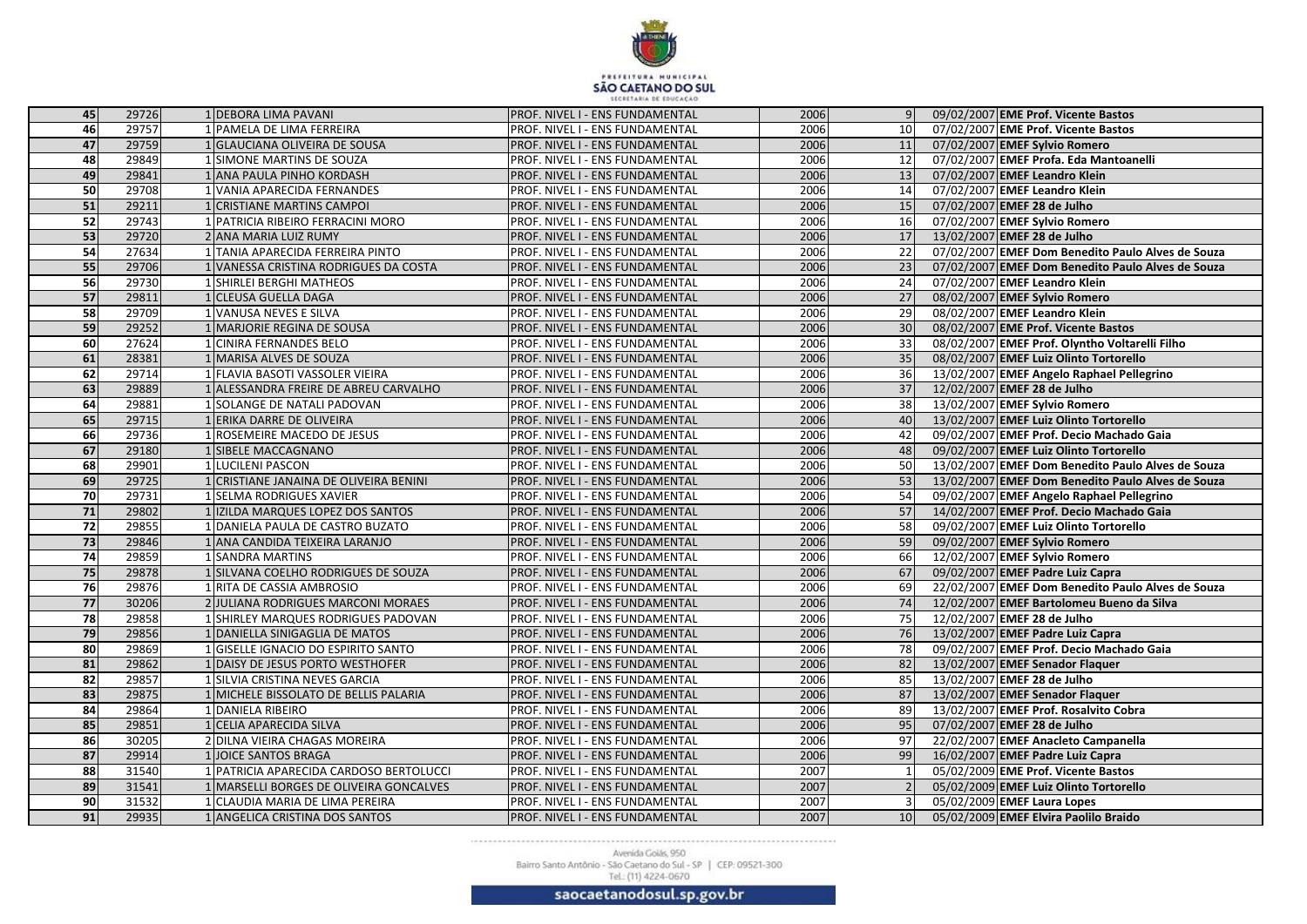| | | | | | | | | |
|---|---|---|---|---|---|---|---|---|
| 45 | 29726 | 1 | DEBORA LIMA PAVANI | PROF. NIVEL I - ENS FUNDAMENTAL | 2006 | 9 | 09/02/2007 | **EME Prof. Vicente Bastos** |
| 46 | 29757 | 1 | PAMELA DE LIMA FERREIRA | PROF. NIVEL I - ENS FUNDAMENTAL | 2006 | 10 | 07/02/2007 | **EME Prof. Vicente Bastos** |
| 47 | 29759 | 1 | GLAUCIANA OLIVEIRA DE SOUSA | PROF. NIVEL I - ENS FUNDAMENTAL | 2006 | 11 | 07/02/2007 | **EMEF Sylvio Romero** |
| 48 | 29849 | 1 | SIMONE MARTINS DE SOUZA | PROF. NIVEL I - ENS FUNDAMENTAL | 2006 | 12 | 07/02/2007 | **EMEF Profa. Eda Mantoanelli** |
| 49 | 29841 | 1 | ANA PAULA PINHO KORDASH | PROF. NIVEL I - ENS FUNDAMENTAL | 2006 | 13 | 07/02/2007 | **EMEF Leandro Klein** |
| 50 | 29708 | 1 | VANIA APARECIDA FERNANDES | PROF. NIVEL I - ENS FUNDAMENTAL | 2006 | 14 | 07/02/2007 | **EMEF Leandro Klein** |
| 51 | 29211 | 1 | CRISTIANE MARTINS CAMPOI | PROF. NIVEL I - ENS FUNDAMENTAL | 2006 | 15 | 07/02/2007 | **EMEF 28 de Julho** |
| 52 | 29743 | 1 | PATRICIA RIBEIRO FERRACINI MORO | PROF. NIVEL I - ENS FUNDAMENTAL | 2006 | 16 | 07/02/2007 | **EMEF Sylvio Romero** |
| 53 | 29720 | 2 | ANA MARIA LUIZ RUMY | PROF. NIVEL I - ENS FUNDAMENTAL | 2006 | 17 | 13/02/2007 | **EMEF 28 de Julho** |
| 54 | 27634 | 1 | TANIA APARECIDA FERREIRA PINTO | PROF. NIVEL I - ENS FUNDAMENTAL | 2006 | 22 | 07/02/2007 | **EMEF Dom Benedito Paulo Alves de Souza** |
| 55 | 29706 | 1 | VANESSA CRISTINA RODRIGUES DA COSTA | PROF. NIVEL I - ENS FUNDAMENTAL | 2006 | 23 | 07/02/2007 | **EMEF Dom Benedito Paulo Alves de Souza** |
| 56 | 29730 | 1 | SHIRLEI BERGHI MATHEOS | PROF. NIVEL I - ENS FUNDAMENTAL | 2006 | 24 | 07/02/2007 | **EMEF Leandro Klein** |
| 57 | 29811 | 1 | CLEUSA GUELLA DAGA | PROF. NIVEL I - ENS FUNDAMENTAL | 2006 | 27 | 08/02/2007 | **EMEF Sylvio Romero** |
| 58 | 29709 | 1 | VANUSA NEVES E SILVA | PROF. NIVEL I - ENS FUNDAMENTAL | 2006 | 29 | 08/02/2007 | **EMEF Leandro Klein** |
| 59 | 29252 | 1 | MARJORIE REGINA DE SOUSA | PROF. NIVEL I - ENS FUNDAMENTAL | 2006 | 30 | 08/02/2007 | **EME Prof. Vicente Bastos** |
| 60 | 27624 | 1 | CINIRA FERNANDES BELO | PROF. NIVEL I - ENS FUNDAMENTAL | 2006 | 33 | 08/02/2007 | **EMEF Prof. Olyntho Voltarelli Filho** |
| 61 | 28381 | 1 | MARISA ALVES DE SOUZA | PROF. NIVEL I - ENS FUNDAMENTAL | 2006 | 35 | 08/02/2007 | **EMEF Luiz Olinto Tortorello** |
| 62 | 29714 | 1 | FLAVIA BASOTI VASSOLER VIEIRA | PROF. NIVEL I - ENS FUNDAMENTAL | 2006 | 36 | 13/02/2007 | **EMEF Angelo Raphael Pellegrino** |
| 63 | 29889 | 1 | ALESSANDRA FREIRE DE ABREU CARVALHO | PROF. NIVEL I - ENS FUNDAMENTAL | 2006 | 37 | 12/02/2007 | **EMEF 28 de Julho** |
| 64 | 29881 | 1 | SOLANGE DE NATALI PADOVAN | PROF. NIVEL I - ENS FUNDAMENTAL | 2006 | 38 | 13/02/2007 | **EMEF Sylvio Romero** |
| 65 | 29715 | 1 | ERIKA DARRE DE OLIVEIRA | PROF. NIVEL I - ENS FUNDAMENTAL | 2006 | 40 | 13/02/2007 | **EMEF Luiz Olinto Tortorello** |
| 66 | 29736 | 1 | ROSEMEIRE MACEDO DE JESUS | PROF. NIVEL I - ENS FUNDAMENTAL | 2006 | 42 | 09/02/2007 | **EMEF Prof. Decio Machado Gaia** |
| 67 | 29180 | 1 | SIBELE MACCAGNANO | PROF. NIVEL I - ENS FUNDAMENTAL | 2006 | 48 | 09/02/2007 | **EMEF Luiz Olinto Tortorello** |
| 68 | 29901 | 1 | LUCILENI PASCON | PROF. NIVEL I - ENS FUNDAMENTAL | 2006 | 50 | 13/02/2007 | **EMEF Dom Benedito Paulo Alves de Souza** |
| 69 | 29725 | 1 | CRISTIANE JANAINA DE OLIVEIRA BENINI | PROF. NIVEL I - ENS FUNDAMENTAL | 2006 | 53 | 13/02/2007 | **EMEF Dom Benedito Paulo Alves de Souza** |
| 70 | 29731 | 1 | SELMA RODRIGUES XAVIER | PROF. NIVEL I - ENS FUNDAMENTAL | 2006 | 54 | 09/02/2007 | **EMEF Angelo Raphael Pellegrino** |
| 71 | 29802 | 1 | IZILDA MARQUES LOPEZ DOS SANTOS | PROF. NIVEL I - ENS FUNDAMENTAL | 2006 | 57 | 14/02/2007 | **EMEF Prof. Decio Machado Gaia** |
| 72 | 29855 | 1 | DANIELA PAULA DE CASTRO BUZATO | PROF. NIVEL I - ENS FUNDAMENTAL | 2006 | 58 | 09/02/2007 | **EMEF Luiz Olinto Tortorello** |
| 73 | 29846 | 1 | ANA CANDIDA TEIXEIRA LARANJO | PROF. NIVEL I - ENS FUNDAMENTAL | 2006 | 59 | 09/02/2007 | **EMEF Sylvio Romero** |
| 74 | 29859 | 1 | SANDRA MARTINS | PROF. NIVEL I - ENS FUNDAMENTAL | 2006 | 66 | 12/02/2007 | **EMEF Sylvio Romero** |
| 75 | 29878 | 1 | SILVANA COELHO RODRIGUES DE SOUZA | PROF. NIVEL I - ENS FUNDAMENTAL | 2006 | 67 | 09/02/2007 | **EMEF Padre Luiz Capra** |
| 76 | 29876 | 1 | RITA DE CASSIA AMBROSIO | PROF. NIVEL I - ENS FUNDAMENTAL | 2006 | 69 | 22/02/2007 | **EMEF Dom Benedito Paulo Alves de Souza** |
| 77 | 30206 | 2 | JULIANA RODRIGUES MARCONI MORAES | PROF. NIVEL I - ENS FUNDAMENTAL | 2006 | 74 | 12/02/2007 | **EMEF Bartolomeu Bueno da Silva** |
| 78 | 29858 | 1 | SHIRLEY MARQUES RODRIGUES PADOVAN | PROF. NIVEL I - ENS FUNDAMENTAL | 2006 | 75 | 12/02/2007 | **EMEF 28 de Julho** |
| 79 | 29856 | 1 | DANIELLA SINIGAGLIA DE MATOS | PROF. NIVEL I - ENS FUNDAMENTAL | 2006 | 76 | 13/02/2007 | **EMEF Padre Luiz Capra** |
| 80 | 29869 | 1 | GISELLE IGNACIO DO ESPIRITO SANTO | PROF. NIVEL I - ENS FUNDAMENTAL | 2006 | 78 | 09/02/2007 | **EMEF Prof. Decio Machado Gaia** |
| 81 | 29862 | 1 | DAISY DE JESUS PORTO WESTHOFER | PROF. NIVEL I - ENS FUNDAMENTAL | 2006 | 82 | 13/02/2007 | **EMEF Senador Flaquer** |
| 82 | 29857 | 1 | SILVIA CRISTINA NEVES GARCIA | PROF. NIVEL I - ENS FUNDAMENTAL | 2006 | 85 | 13/02/2007 | **EMEF 28 de Julho** |
| 83 | 29875 | 1 | MICHELE BISSOLATO DE BELLIS PALARIA | PROF. NIVEL I - ENS FUNDAMENTAL | 2006 | 87 | 13/02/2007 | **EMEF Senador Flaquer** |
| 84 | 29864 | 1 | DANIELA RIBEIRO | PROF. NIVEL I - ENS FUNDAMENTAL | 2006 | 89 | 13/02/2007 | **EMEF Prof. Rosalvito Cobra** |
| 85 | 29851 | 1 | CELIA APARECIDA SILVA | PROF. NIVEL I - ENS FUNDAMENTAL | 2006 | 95 | 07/02/2007 | **EMEF 28 de Julho** |
| 86 | 30205 | 2 | DILNA VIEIRA CHAGAS MOREIRA | PROF. NIVEL I - ENS FUNDAMENTAL | 2006 | 97 | 22/02/2007 | **EMEF Anacleto Campanella** |
| 87 | 29914 | 1 | JOICE SANTOS BRAGA | PROF. NIVEL I - ENS FUNDAMENTAL | 2006 | 99 | 16/02/2007 | **EMEF Padre Luiz Capra** |
| 88 | 31540 | 1 | PATRICIA APARECIDA CARDOSO BERTOLUCCI | PROF. NIVEL I - ENS FUNDAMENTAL | 2007 | 1 | 05/02/2009 | **EME Prof. Vicente Bastos** |
| 89 | 31541 | 1 | MARSELLI BORGES DE OLIVEIRA GONCALVES | PROF. NIVEL I - ENS FUNDAMENTAL | 2007 | 2 | 05/02/2009 | **EMEF Luiz Olinto Tortorello** |
| 90 | 31532 | 1 | CLAUDIA MARIA DE LIMA PEREIRA | PROF. NIVEL I - ENS FUNDAMENTAL | 2007 | 3 | 05/02/2009 | **EMEF Laura Lopes** |
| 91 | 29935 | 1 | ANGELICA CRISTINA DOS SANTOS | PROF. NIVEL I - ENS FUNDAMENTAL | 2007 | 10 | 05/02/2009 | **EMEF Elvira Paolilo Braido** |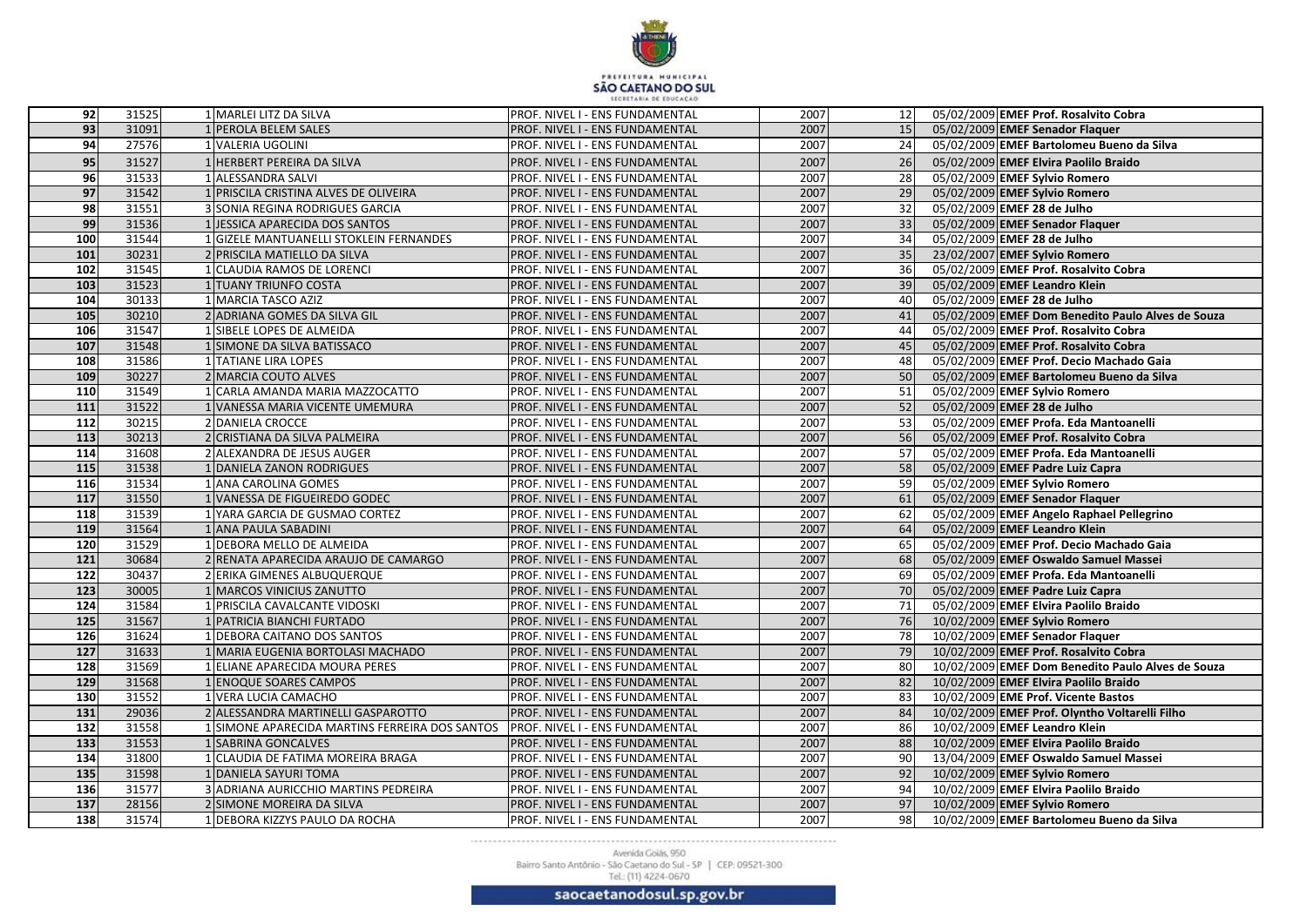| 92 | 31525 | 1 | MARLEI LITZ DA SILVA | PROF. NIVEL I - ENS FUNDAMENTAL | 2007 | 12 | 05/02/2009 | **EMEF Prof. Rosalvito Cobra** |
|---|---|---|---|---|---|---|---|---|
| 93 | 31091 | 1 | PEROLA BELEM SALES | PROF. NIVEL I - ENS FUNDAMENTAL | 2007 | 15 | 05/02/2009 | **EMEF Senador Flaquer** |
| 94 | 27576 | 1 | VALERIA UGOLINI | PROF. NIVEL I - ENS FUNDAMENTAL | 2007 | 24 | 05/02/2009 | **EMEF Bartolomeu Bueno da Silva** |
| 95 | 31527 | 1 | HERBERT PEREIRA DA SILVA | PROF. NIVEL I - ENS FUNDAMENTAL | 2007 | 26 | 05/02/2009 | **EMEF Elvira Paolilo Braido** |
| 96 | 31533 | 1 | ALESSANDRA SALVI | PROF. NIVEL I - ENS FUNDAMENTAL | 2007 | 28 | 05/02/2009 | **EMEF Sylvio Romero** |
| 97 | 31542 | 1 | PRISCILA CRISTINA ALVES DE OLIVEIRA | PROF. NIVEL I - ENS FUNDAMENTAL | 2007 | 29 | 05/02/2009 | **EMEF Sylvio Romero** |
| 98 | 31551 | 3 | SONIA REGINA RODRIGUES GARCIA | PROF. NIVEL I - ENS FUNDAMENTAL | 2007 | 32 | 05/02/2009 | **EMEF 28 de Julho** |
| 99 | 31536 | 1 | JESSICA APARECIDA DOS SANTOS | PROF. NIVEL I - ENS FUNDAMENTAL | 2007 | 33 | 05/02/2009 | **EMEF Senador Flaquer** |
| 100 | 31544 | 1 | GIZELE MANTUANELLI STOKLEIN FERNANDES | PROF. NIVEL I - ENS FUNDAMENTAL | 2007 | 34 | 05/02/2009 | **EMEF 28 de Julho** |
| 101 | 30231 | 2 | PRISCILA MATIELLO DA SILVA | PROF. NIVEL I - ENS FUNDAMENTAL | 2007 | 35 | 23/02/2007 | **EMEF Sylvio Romero** |
| 102 | 31545 | 1 | CLAUDIA RAMOS DE LORENCI | PROF. NIVEL I - ENS FUNDAMENTAL | 2007 | 36 | 05/02/2009 | **EMEF Prof. Rosalvito Cobra** |
| 103 | 31523 | 1 | TUANY TRIUNFO COSTA | PROF. NIVEL I - ENS FUNDAMENTAL | 2007 | 39 | 05/02/2009 | **EMEF Leandro Klein** |
| 104 | 30133 | 1 | MARCIA TASCO AZIZ | PROF. NIVEL I - ENS FUNDAMENTAL | 2007 | 40 | 05/02/2009 | **EMEF 28 de Julho** |
| 105 | 30210 | 2 | ADRIANA GOMES DA SILVA GIL | PROF. NIVEL I - ENS FUNDAMENTAL | 2007 | 41 | 05/02/2009 | **EMEF Dom Benedito Paulo Alves de Souza** |
| 106 | 31547 | 1 | SIBELE LOPES DE ALMEIDA | PROF. NIVEL I - ENS FUNDAMENTAL | 2007 | 44 | 05/02/2009 | **EMEF Prof. Rosalvito Cobra** |
| 107 | 31548 | 1 | SIMONE DA SILVA BATISSACO | PROF. NIVEL I - ENS FUNDAMENTAL | 2007 | 45 | 05/02/2009 | **EMEF Prof. Rosalvito Cobra** |
| 108 | 31586 | 1 | TATIANE LIRA LOPES | PROF. NIVEL I - ENS FUNDAMENTAL | 2007 | 48 | 05/02/2009 | **EMEF Prof. Decio Machado Gaia** |
| 109 | 30227 | 2 | MARCIA COUTO ALVES | PROF. NIVEL I - ENS FUNDAMENTAL | 2007 | 50 | 05/02/2009 | **EMEF Bartolomeu Bueno da Silva** |
| 110 | 31549 | 1 | CARLA AMANDA MARIA MAZZOCATTO | PROF. NIVEL I - ENS FUNDAMENTAL | 2007 | 51 | 05/02/2009 | **EMEF Sylvio Romero** |
| 111 | 31522 | 1 | VANESSA MARIA VICENTE UMEMURA | PROF. NIVEL I - ENS FUNDAMENTAL | 2007 | 52 | 05/02/2009 | **EMEF 28 de Julho** |
| 112 | 30215 | 2 | DANIELA CROCCE | PROF. NIVEL I - ENS FUNDAMENTAL | 2007 | 53 | 05/02/2009 | **EMEF Profa. Eda Mantoanelli** |
| 113 | 30213 | 2 | CRISTIANA DA SILVA PALMEIRA | PROF. NIVEL I - ENS FUNDAMENTAL | 2007 | 56 | 05/02/2009 | **EMEF Prof. Rosalvito Cobra** |
| 114 | 31608 | 2 | ALEXANDRA DE JESUS AUGER | PROF. NIVEL I - ENS FUNDAMENTAL | 2007 | 57 | 05/02/2009 | **EMEF Profa. Eda Mantoanelli** |
| 115 | 31538 | 1 | DANIELA ZANON RODRIGUES | PROF. NIVEL I - ENS FUNDAMENTAL | 2007 | 58 | 05/02/2009 | **EMEF Padre Luiz Capra** |
| 116 | 31534 | 1 | ANA CAROLINA GOMES | PROF. NIVEL I - ENS FUNDAMENTAL | 2007 | 59 | 05/02/2009 | **EMEF Sylvio Romero** |
| 117 | 31550 | 1 | VANESSA DE FIGUEIREDO GODEC | PROF. NIVEL I - ENS FUNDAMENTAL | 2007 | 61 | 05/02/2009 | **EMEF Senador Flaquer** |
| 118 | 31539 | 1 | YARA GARCIA DE GUSMAO CORTEZ | PROF. NIVEL I - ENS FUNDAMENTAL | 2007 | 62 | 05/02/2009 | **EMEF Angelo Raphael Pellegrino** |
| 119 | 31564 | 1 | ANA PAULA SABADINI | PROF. NIVEL I - ENS FUNDAMENTAL | 2007 | 64 | 05/02/2009 | **EMEF Leandro Klein** |
| 120 | 31529 | 1 | DEBORA MELLO DE ALMEIDA | PROF. NIVEL I - ENS FUNDAMENTAL | 2007 | 65 | 05/02/2009 | **EMEF Prof. Decio Machado Gaia** |
| 121 | 30684 | 2 | RENATA APARECIDA ARAUJO DE CAMARGO | PROF. NIVEL I - ENS FUNDAMENTAL | 2007 | 68 | 05/02/2009 | **EMEF Oswaldo Samuel Massei** |
| 122 | 30437 | 2 | ERIKA GIMENES ALBUQUERQUE | PROF. NIVEL I - ENS FUNDAMENTAL | 2007 | 69 | 05/02/2009 | **EMEF Profa. Eda Mantoanelli** |
| 123 | 30005 | 1 | MARCOS VINICIUS ZANUTTO | PROF. NIVEL I - ENS FUNDAMENTAL | 2007 | 70 | 05/02/2009 | **EMEF Padre Luiz Capra** |
| 124 | 31584 | 1 | PRISCILA CAVALCANTE VIDOSKI | PROF. NIVEL I - ENS FUNDAMENTAL | 2007 | 71 | 05/02/2009 | **EMEF Elvira Paolilo Braido** |
| 125 | 31567 | 1 | PATRICIA BIANCHI FURTADO | PROF. NIVEL I - ENS FUNDAMENTAL | 2007 | 76 | 10/02/2009 | **EMEF Sylvio Romero** |
| 126 | 31624 | 1 | DEBORA CAITANO DOS SANTOS | PROF. NIVEL I - ENS FUNDAMENTAL | 2007 | 78 | 10/02/2009 | **EMEF Senador Flaquer** |
| 127 | 31633 | 1 | MARIA EUGENIA BORTOLASI MACHADO | PROF. NIVEL I - ENS FUNDAMENTAL | 2007 | 79 | 10/02/2009 | **EMEF Prof. Rosalvito Cobra** |
| 128 | 31569 | 1 | ELIANE APARECIDA MOURA PERES | PROF. NIVEL I - ENS FUNDAMENTAL | 2007 | 80 | 10/02/2009 | **EMEF Dom Benedito Paulo Alves de Souza** |
| 129 | 31568 | 1 | ENOQUE SOARES CAMPOS | PROF. NIVEL I - ENS FUNDAMENTAL | 2007 | 82 | 10/02/2009 | **EMEF Elvira Paolilo Braido** |
| 130 | 31552 | 1 | VERA LUCIA CAMACHO | PROF. NIVEL I - ENS FUNDAMENTAL | 2007 | 83 | 10/02/2009 | **EME Prof. Vicente Bastos** |
| 131 | 29036 | 2 | ALESSANDRA MARTINELLI GASPAROTTO | PROF. NIVEL I - ENS FUNDAMENTAL | 2007 | 84 | 10/02/2009 | **EMEF Prof. Olyntho Voltarelli Filho** |
| 132 | 31558 | 1 | SIMONE APARECIDA MARTINS FERREIRA DOS SANTOS | PROF. NIVEL I - ENS FUNDAMENTAL | 2007 | 86 | 10/02/2009 | **EMEF Leandro Klein** |
| 133 | 31553 | 1 | SABRINA GONCALVES | PROF. NIVEL I - ENS FUNDAMENTAL | 2007 | 88 | 10/02/2009 | **EMEF Elvira Paolilo Braido** |
| 134 | 31800 | 1 | CLAUDIA DE FATIMA MOREIRA BRAGA | PROF. NIVEL I - ENS FUNDAMENTAL | 2007 | 90 | 13/04/2009 | **EMEF Oswaldo Samuel Massei** |
| 135 | 31598 | 1 | DANIELA SAYURI TOMA | PROF. NIVEL I - ENS FUNDAMENTAL | 2007 | 92 | 10/02/2009 | **EMEF Sylvio Romero** |
| 136 | 31577 | 3 | ADRIANA AURICCHIO MARTINS PEDREIRA | PROF. NIVEL I - ENS FUNDAMENTAL | 2007 | 94 | 10/02/2009 | **EMEF Elvira Paolilo Braido** |
| 137 | 28156 | 2 | SIMONE MOREIRA DA SILVA | PROF. NIVEL I - ENS FUNDAMENTAL | 2007 | 97 | 10/02/2009 | **EMEF Sylvio Romero** |
| 138 | 31574 | 1 | DEBORA KIZZYS PAULO DA ROCHA | PROF. NIVEL I - ENS FUNDAMENTAL | 2007 | 98 | 10/02/2009 | **EMEF Bartolomeu Bueno da Silva** |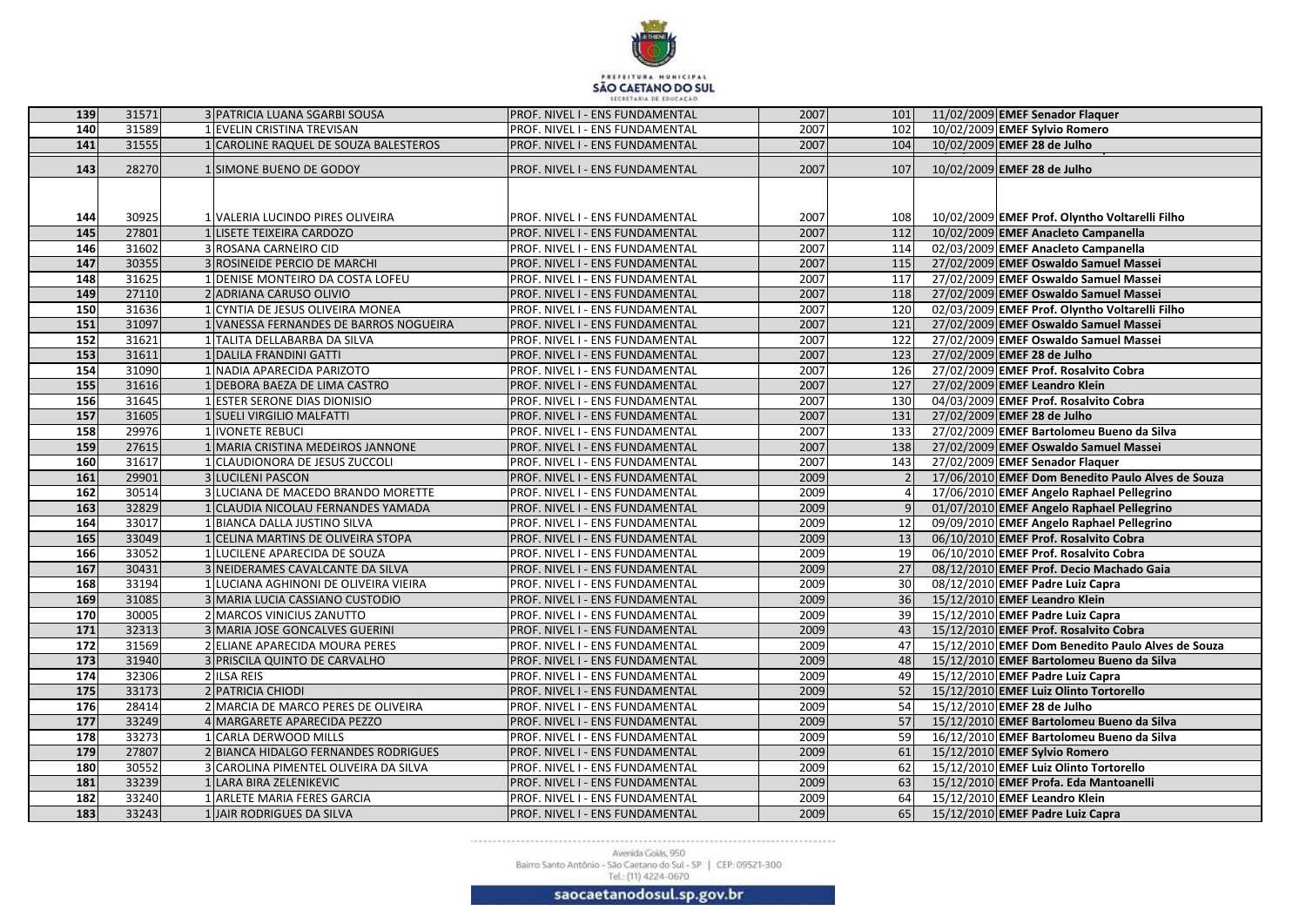| | | | | | | | | |
|---|---|---|---|---|---|---|---|---|
| 139 | 31571 | 3 | PATRICIA LUANA SGARBI SOUSA | PROF. NIVEL I - ENS FUNDAMENTAL | 2007 | 101 | 11/02/2009 | **EMEF Senador Flaquer** |
| 140 | 31589 | 1 | EVELIN CRISTINA TREVISAN | PROF. NIVEL I - ENS FUNDAMENTAL | 2007 | 102 | 10/02/2009 | **EMEF Sylvio Romero** |
| 141 | 31555 | 1 | CAROLINE RAQUEL DE SOUZA BALESTEROS | PROF. NIVEL I - ENS FUNDAMENTAL | 2007 | 104 | 10/02/2009 | **EMEF 28 de Julho** |
| 143 | 28270 | 1 | SIMONE BUENO DE GODOY | PROF. NIVEL I - ENS FUNDAMENTAL | 2007 | 107 | 10/02/2009 | **EMEF 28 de Julho** |
| 144 | 30925 | 1 | VALERIA LUCINDO PIRES OLIVEIRA | PROF. NIVEL I - ENS FUNDAMENTAL | 2007 | 108 | 10/02/2009 | **EMEF Prof. Olyntho Voltarelli Filho** |
| 145 | 27801 | 1 | LISETE TEIXEIRA CARDOZO | PROF. NIVEL I - ENS FUNDAMENTAL | 2007 | 112 | 10/02/2009 | **EMEF Anacleto Campanella** |
| 146 | 31602 | 3 | ROSANA CARNEIRO CID | PROF. NIVEL I - ENS FUNDAMENTAL | 2007 | 114 | 02/03/2009 | **EMEF Anacleto Campanella** |
| 147 | 30355 | 3 | ROSINEIDE PERCIO DE MARCHI | PROF. NIVEL I - ENS FUNDAMENTAL | 2007 | 115 | 27/02/2009 | **EMEF Oswaldo Samuel Massei** |
| 148 | 31625 | 1 | DENISE MONTEIRO DA COSTA LOFEU | PROF. NIVEL I - ENS FUNDAMENTAL | 2007 | 117 | 27/02/2009 | **EMEF Oswaldo Samuel Massei** |
| 149 | 27110 | 2 | ADRIANA CARUSO OLIVIO | PROF. NIVEL I - ENS FUNDAMENTAL | 2007 | 118 | 27/02/2009 | **EMEF Oswaldo Samuel Massei** |
| 150 | 31636 | 1 | CYNTIA DE JESUS OLIVEIRA MONEA | PROF. NIVEL I - ENS FUNDAMENTAL | 2007 | 120 | 02/03/2009 | **EMEF Prof. Olyntho Voltarelli Filho** |
| 151 | 31097 | 1 | VANESSA FERNANDES DE BARROS NOGUEIRA | PROF. NIVEL I - ENS FUNDAMENTAL | 2007 | 121 | 27/02/2009 | **EMEF Oswaldo Samuel Massei** |
| 152 | 31621 | 1 | TALITA DELLABARBA DA SILVA | PROF. NIVEL I - ENS FUNDAMENTAL | 2007 | 122 | 27/02/2009 | **EMEF Oswaldo Samuel Massei** |
| 153 | 31611 | 1 | DALILA FRANDINI GATTI | PROF. NIVEL I - ENS FUNDAMENTAL | 2007 | 123 | 27/02/2009 | **EMEF 28 de Julho** |
| 154 | 31090 | 1 | NADIA APARECIDA PARIZOTO | PROF. NIVEL I - ENS FUNDAMENTAL | 2007 | 126 | 27/02/2009 | **EMEF Prof. Rosalvito Cobra** |
| 155 | 31616 | 1 | DEBORA BAEZA DE LIMA CASTRO | PROF. NIVEL I - ENS FUNDAMENTAL | 2007 | 127 | 27/02/2009 | **EMEF Leandro Klein** |
| 156 | 31645 | 1 | ESTER SERONE DIAS DIONISIO | PROF. NIVEL I - ENS FUNDAMENTAL | 2007 | 130 | 04/03/2009 | **EMEF Prof. Rosalvito Cobra** |
| 157 | 31605 | 1 | SUELI VIRGILIO MALFATTI | PROF. NIVEL I - ENS FUNDAMENTAL | 2007 | 131 | 27/02/2009 | **EMEF 28 de Julho** |
| 158 | 29976 | 1 | IVONETE REBUCI | PROF. NIVEL I - ENS FUNDAMENTAL | 2007 | 133 | 27/02/2009 | **EMEF Bartolomeu Bueno da Silva** |
| 159 | 27615 | 1 | MARIA CRISTINA MEDEIROS JANNONE | PROF. NIVEL I - ENS FUNDAMENTAL | 2007 | 138 | 27/02/2009 | **EMEF Oswaldo Samuel Massei** |
| 160 | 31617 | 1 | CLAUDIONORA DE JESUS ZUCCOLI | PROF. NIVEL I - ENS FUNDAMENTAL | 2007 | 143 | 27/02/2009 | **EMEF Senador Flaquer** |
| 161 | 29901 | 3 | LUCILENI PASCON | PROF. NIVEL I - ENS FUNDAMENTAL | 2009 | 2 | 17/06/2010 | **EMEF Dom Benedito Paulo Alves de Souza** |
| 162 | 30514 | 3 | LUCIANA DE MACEDO BRANDO MORETTE | PROF. NIVEL I - ENS FUNDAMENTAL | 2009 | 4 | 17/06/2010 | **EMEF Angelo Raphael Pellegrino** |
| 163 | 32829 | 1 | CLAUDIA NICOLAU FERNANDES YAMADA | PROF. NIVEL I - ENS FUNDAMENTAL | 2009 | 9 | 01/07/2010 | **EMEF Angelo Raphael Pellegrino** |
| 164 | 33017 | 1 | BIANCA DALLA JUSTINO SILVA | PROF. NIVEL I - ENS FUNDAMENTAL | 2009 | 12 | 09/09/2010 | **EMEF Angelo Raphael Pellegrino** |
| 165 | 33049 | 1 | CELINA MARTINS DE OLIVEIRA STOPA | PROF. NIVEL I - ENS FUNDAMENTAL | 2009 | 13 | 06/10/2010 | **EMEF Prof. Rosalvito Cobra** |
| 166 | 33052 | 1 | LUCILENE APARECIDA DE SOUZA | PROF. NIVEL I - ENS FUNDAMENTAL | 2009 | 19 | 06/10/2010 | **EMEF Prof. Rosalvito Cobra** |
| 167 | 30431 | 3 | NEIDERAMES CAVALCANTE DA SILVA | PROF. NIVEL I - ENS FUNDAMENTAL | 2009 | 27 | 08/12/2010 | **EMEF Prof. Decio Machado Gaia** |
| 168 | 33194 | 1 | LUCIANA AGHINONI DE OLIVEIRA VIEIRA | PROF. NIVEL I - ENS FUNDAMENTAL | 2009 | 30 | 08/12/2010 | **EMEF Padre Luiz Capra** |
| 169 | 31085 | 3 | MARIA LUCIA CASSIANO CUSTODIO | PROF. NIVEL I - ENS FUNDAMENTAL | 2009 | 36 | 15/12/2010 | **EMEF Leandro Klein** |
| 170 | 30005 | 2 | MARCOS VINICIUS ZANUTTO | PROF. NIVEL I - ENS FUNDAMENTAL | 2009 | 39 | 15/12/2010 | **EMEF Padre Luiz Capra** |
| 171 | 32313 | 3 | MARIA JOSE GONCALVES GUERINI | PROF. NIVEL I - ENS FUNDAMENTAL | 2009 | 43 | 15/12/2010 | **EMEF Prof. Rosalvito Cobra** |
| 172 | 31569 | 2 | ELIANE APARECIDA MOURA PERES | PROF. NIVEL I - ENS FUNDAMENTAL | 2009 | 47 | 15/12/2010 | **EMEF Dom Benedito Paulo Alves de Souza** |
| 173 | 31940 | 3 | PRISCILA QUINTO DE CARVALHO | PROF. NIVEL I - ENS FUNDAMENTAL | 2009 | 48 | 15/12/2010 | **EMEF Bartolomeu Bueno da Silva** |
| 174 | 32306 | 2 | ILSA REIS | PROF. NIVEL I - ENS FUNDAMENTAL | 2009 | 49 | 15/12/2010 | **EMEF Padre Luiz Capra** |
| 175 | 33173 | 2 | PATRICIA CHIODI | PROF. NIVEL I - ENS FUNDAMENTAL | 2009 | 52 | 15/12/2010 | **EMEF Luiz Olinto Tortorello** |
| 176 | 28414 | 2 | MARCIA DE MARCO PERES DE OLIVEIRA | PROF. NIVEL I - ENS FUNDAMENTAL | 2009 | 54 | 15/12/2010 | **EMEF 28 de Julho** |
| 177 | 33249 | 4 | MARGARETE APARECIDA PEZZO | PROF. NIVEL I - ENS FUNDAMENTAL | 2009 | 57 | 15/12/2010 | **EMEF Bartolomeu Bueno da Silva** |
| 178 | 33273 | 1 | CARLA DERWOOD MILLS | PROF. NIVEL I - ENS FUNDAMENTAL | 2009 | 59 | 16/12/2010 | **EMEF Bartolomeu Bueno da Silva** |
| 179 | 27807 | 2 | BIANCA HIDALGO FERNANDES RODRIGUES | PROF. NIVEL I - ENS FUNDAMENTAL | 2009 | 61 | 15/12/2010 | **EMEF Sylvio Romero** |
| 180 | 30552 | 3 | CAROLINA PIMENTEL OLIVEIRA DA SILVA | PROF. NIVEL I - ENS FUNDAMENTAL | 2009 | 62 | 15/12/2010 | **EMEF Luiz Olinto Tortorello** |
| 181 | 33239 | 1 | LARA BIRA ZELENIKEVIC | PROF. NIVEL I - ENS FUNDAMENTAL | 2009 | 63 | 15/12/2010 | **EMEF Profa. Eda Mantoanelli** |
| 182 | 33240 | 1 | ARLETE MARIA FERES GARCIA | PROF. NIVEL I - ENS FUNDAMENTAL | 2009 | 64 | 15/12/2010 | **EMEF Leandro Klein** |
| 183 | 33243 | 1 | JAIR RODRIGUES DA SILVA | PROF. NIVEL I - ENS FUNDAMENTAL | 2009 | 65 | 15/12/2010 | **EMEF Padre Luiz Capra** |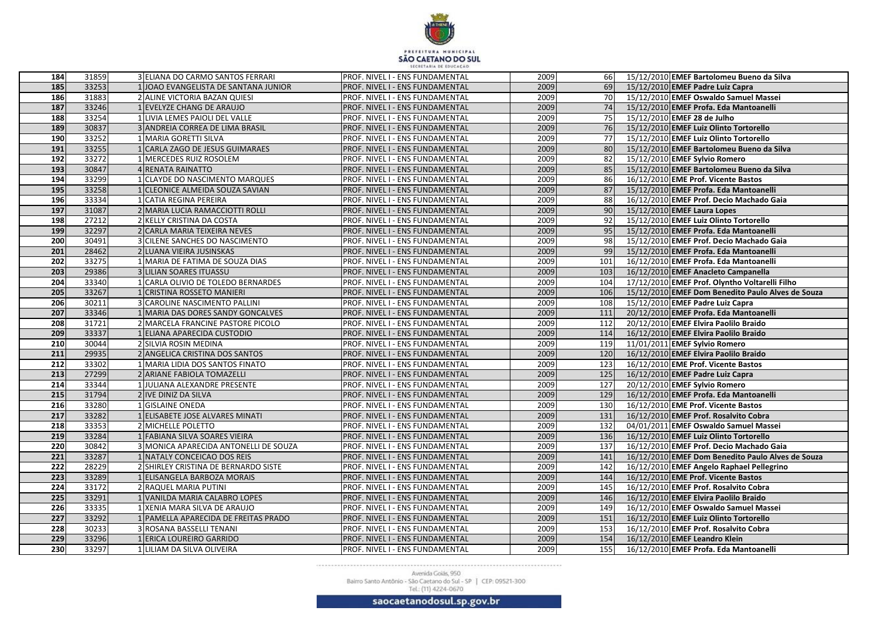| 184 | 31859 | 3 | ELIANA DO CARMO SANTOS FERRARI | PROF. NIVEL I - ENS FUNDAMENTAL | 2009 | 66 | 15/12/2010 | **EMEF Bartolomeu Bueno da Silva** |
|---|---|---|---|---|---|---|---|---|
| 185 | 33253 | 1 | JOAO EVANGELISTA DE SANTANA JUNIOR | PROF. NIVEL I - ENS FUNDAMENTAL | 2009 | 69 | 15/12/2010 | **EMEF Padre Luiz Capra** |
| 186 | 31883 | 2 | ALINE VICTORIA BAZAN QUIESI | PROF. NIVEL I - ENS FUNDAMENTAL | 2009 | 70 | 15/12/2010 | **EMEF Oswaldo Samuel Massei** |
| 187 | 33246 | 1 | EVELYZE CHANG DE ARAUJO | PROF. NIVEL I - ENS FUNDAMENTAL | 2009 | 74 | 15/12/2010 | **EMEF Profa. Eda Mantoanelli** |
| 188 | 33254 | 1 | LIVIA LEMES PAIOLI DEL VALLE | PROF. NIVEL I - ENS FUNDAMENTAL | 2009 | 75 | 15/12/2010 | **EMEF 28 de Julho** |
| 189 | 30837 | 3 | ANDREIA CORREA DE LIMA BRASIL | PROF. NIVEL I - ENS FUNDAMENTAL | 2009 | 76 | 15/12/2010 | **EMEF Luiz Olinto Tortorello** |
| 190 | 33252 | 1 | MARIA GORETTI SILVA | PROF. NIVEL I - ENS FUNDAMENTAL | 2009 | 77 | 15/12/2010 | **EMEF Luiz Olinto Tortorello** |
| 191 | 33255 | 1 | CARLA ZAGO DE JESUS GUIMARAES | PROF. NIVEL I - ENS FUNDAMENTAL | 2009 | 80 | 15/12/2010 | **EMEF Bartolomeu Bueno da Silva** |
| 192 | 33272 | 1 | MERCEDES RUIZ ROSOLEM | PROF. NIVEL I - ENS FUNDAMENTAL | 2009 | 82 | 15/12/2010 | **EMEF Sylvio Romero** |
| 193 | 30847 | 4 | RENATA RAINATTO | PROF. NIVEL I - ENS FUNDAMENTAL | 2009 | 85 | 15/12/2010 | **EMEF Bartolomeu Bueno da Silva** |
| 194 | 33299 | 1 | CLAYDE DO NASCIMENTO MARQUES | PROF. NIVEL I - ENS FUNDAMENTAL | 2009 | 86 | 16/12/2010 | **EME Prof. Vicente Bastos** |
| 195 | 33258 | 1 | CLEONICE ALMEIDA SOUZA SAVIAN | PROF. NIVEL I - ENS FUNDAMENTAL | 2009 | 87 | 15/12/2010 | **EMEF Profa. Eda Mantoanelli** |
| 196 | 33334 | 1 | CATIA REGINA PEREIRA | PROF. NIVEL I - ENS FUNDAMENTAL | 2009 | 88 | 16/12/2010 | **EMEF Prof. Decio Machado Gaia** |
| 197 | 31087 | 2 | MARIA LUCIA RAMACCIOTTI ROLLI | PROF. NIVEL I - ENS FUNDAMENTAL | 2009 | 90 | 15/12/2010 | **EMEF Laura Lopes** |
| 198 | 27212 | 2 | KELLY CRISTINA DA COSTA | PROF. NIVEL I - ENS FUNDAMENTAL | 2009 | 92 | 15/12/2010 | **EMEF Luiz Olinto Tortorello** |
| 199 | 32297 | 2 | CARLA MARIA TEIXEIRA NEVES | PROF. NIVEL I - ENS FUNDAMENTAL | 2009 | 95 | 15/12/2010 | **EMEF Profa. Eda Mantoanelli** |
| 200 | 30491 | 3 | CILENE SANCHES DO NASCIMENTO | PROF. NIVEL I - ENS FUNDAMENTAL | 2009 | 98 | 15/12/2010 | **EMEF Prof. Decio Machado Gaia** |
| 201 | 28462 | 2 | LUANA VIEIRA JUSINSKAS | PROF. NIVEL I - ENS FUNDAMENTAL | 2009 | 99 | 15/12/2010 | **EMEF Profa. Eda Mantoanelli** |
| 202 | 33275 | 1 | MARIA DE FATIMA DE SOUZA DIAS | PROF. NIVEL I - ENS FUNDAMENTAL | 2009 | 101 | 16/12/2010 | **EMEF Profa. Eda Mantoanelli** |
| 203 | 29386 | 3 | LILIAN SOARES ITUASSU | PROF. NIVEL I - ENS FUNDAMENTAL | 2009 | 103 | 16/12/2010 | **EMEF Anacleto Campanella** |
| 204 | 33340 | 1 | CARLA OLIVIO DE TOLEDO BERNARDES | PROF. NIVEL I - ENS FUNDAMENTAL | 2009 | 104 | 17/12/2010 | **EMEF Prof. Olyntho Voltarelli Filho** |
| 205 | 33267 | 1 | CRISTINA ROSSETO MANIERI | PROF. NIVEL I - ENS FUNDAMENTAL | 2009 | 106 | 15/12/2010 | **EMEF Dom Benedito Paulo Alves de Souza** |
| 206 | 30211 | 3 | CAROLINE NASCIMENTO PALLINI | PROF. NIVEL I - ENS FUNDAMENTAL | 2009 | 108 | 15/12/2010 | **EMEF Padre Luiz Capra** |
| 207 | 33346 | 1 | MARIA DAS DORES SANDY GONCALVES | PROF. NIVEL I - ENS FUNDAMENTAL | 2009 | 111 | 20/12/2010 | **EMEF Profa. Eda Mantoanelli** |
| 208 | 31721 | 2 | MARCELA FRANCINE PASTORE PICOLO | PROF. NIVEL I - ENS FUNDAMENTAL | 2009 | 112 | 20/12/2010 | **EMEF Elvira Paolilo Braido** |
| 209 | 33337 | 1 | ELIANA APARECIDA CUSTODIO | PROF. NIVEL I - ENS FUNDAMENTAL | 2009 | 114 | 16/12/2010 | **EMEF Elvira Paolilo Braido** |
| 210 | 30044 | 2 | SILVIA ROSIN MEDINA | PROF. NIVEL I - ENS FUNDAMENTAL | 2009 | 119 | 11/01/2011 | **EMEF Sylvio Romero** |
| 211 | 29935 | 2 | ANGELICA CRISTINA DOS SANTOS | PROF. NIVEL I - ENS FUNDAMENTAL | 2009 | 120 | 16/12/2010 | **EMEF Elvira Paolilo Braido** |
| 212 | 33302 | 1 | MARIA LIDIA DOS SANTOS FINATO | PROF. NIVEL I - ENS FUNDAMENTAL | 2009 | 123 | 16/12/2010 | **EME Prof. Vicente Bastos** |
| 213 | 27299 | 2 | ARIANE FABIOLA TOMAZELLI | PROF. NIVEL I - ENS FUNDAMENTAL | 2009 | 125 | 16/12/2010 | **EMEF Padre Luiz Capra** |
| 214 | 33344 | 1 | JULIANA ALEXANDRE PRESENTE | PROF. NIVEL I - ENS FUNDAMENTAL | 2009 | 127 | 20/12/2010 | **EMEF Sylvio Romero** |
| 215 | 31794 | 2 | IVE DINIZ DA SILVA | PROF. NIVEL I - ENS FUNDAMENTAL | 2009 | 129 | 16/12/2010 | **EMEF Profa. Eda Mantoanelli** |
| 216 | 33280 | 1 | GISLAINE ONEDA | PROF. NIVEL I - ENS FUNDAMENTAL | 2009 | 130 | 16/12/2010 | **EME Prof. Vicente Bastos** |
| 217 | 33282 | 1 | ELISABETE JOSE ALVARES MINATI | PROF. NIVEL I - ENS FUNDAMENTAL | 2009 | 131 | 16/12/2010 | **EMEF Prof. Rosalvito Cobra** |
| 218 | 33353 | 2 | MICHELLE POLETTO | PROF. NIVEL I - ENS FUNDAMENTAL | 2009 | 132 | 04/01/2011 | **EMEF Oswaldo Samuel Massei** |
| 219 | 33284 | 1 | FABIANA SILVA SOARES VIEIRA | PROF. NIVEL I - ENS FUNDAMENTAL | 2009 | 136 | 16/12/2010 | **EMEF Luiz Olinto Tortorello** |
| 220 | 30842 | 3 | MONICA APARECIDA ANTONELLI DE SOUZA | PROF. NIVEL I - ENS FUNDAMENTAL | 2009 | 137 | 16/12/2010 | **EMEF Prof. Decio Machado Gaia** |
| 221 | 33287 | 1 | NATALY CONCEICAO DOS REIS | PROF. NIVEL I - ENS FUNDAMENTAL | 2009 | 141 | 16/12/2010 | **EMEF Dom Benedito Paulo Alves de Souza** |
| 222 | 28229 | 2 | SHIRLEY CRISTINA DE BERNARDO SISTE | PROF. NIVEL I - ENS FUNDAMENTAL | 2009 | 142 | 16/12/2010 | **EMEF Angelo Raphael Pellegrino** |
| 223 | 33289 | 1 | ELISANGELA BARBOZA MORAIS | PROF. NIVEL I - ENS FUNDAMENTAL | 2009 | 144 | 16/12/2010 | **EME Prof. Vicente Bastos** |
| 224 | 33172 | 2 | RAQUEL MARIA PUTINI | PROF. NIVEL I - ENS FUNDAMENTAL | 2009 | 145 | 16/12/2010 | **EMEF Prof. Rosalvito Cobra** |
| 225 | 33291 | 1 | VANILDA MARIA CALABRO LOPES | PROF. NIVEL I - ENS FUNDAMENTAL | 2009 | 146 | 16/12/2010 | **EMEF Elvira Paolilo Braido** |
| 226 | 33335 | 1 | XENIA MARA SILVA DE ARAUJO | PROF. NIVEL I - ENS FUNDAMENTAL | 2009 | 149 | 16/12/2010 | **EMEF Oswaldo Samuel Massei** |
| 227 | 33292 | 1 | PAMELLA APARECIDA DE FREITAS PRADO | PROF. NIVEL I - ENS FUNDAMENTAL | 2009 | 151 | 16/12/2010 | **EMEF Luiz Olinto Tortorello** |
| 228 | 30233 | 3 | ROSANA BASSELLI TENANI | PROF. NIVEL I - ENS FUNDAMENTAL | 2009 | 153 | 16/12/2010 | **EMEF Prof. Rosalvito Cobra** |
| 229 | 33296 | 1 | ERICA LOUREIRO GARRIDO | PROF. NIVEL I - ENS FUNDAMENTAL | 2009 | 154 | 16/12/2010 | **EMEF Leandro Klein** |
| 230 | 33297 | 1 | LILIAM DA SILVA OLIVEIRA | PROF. NIVEL I - ENS FUNDAMENTAL | 2009 | 155 | 16/12/2010 | **EMEF Profa. Eda Mantoanelli** |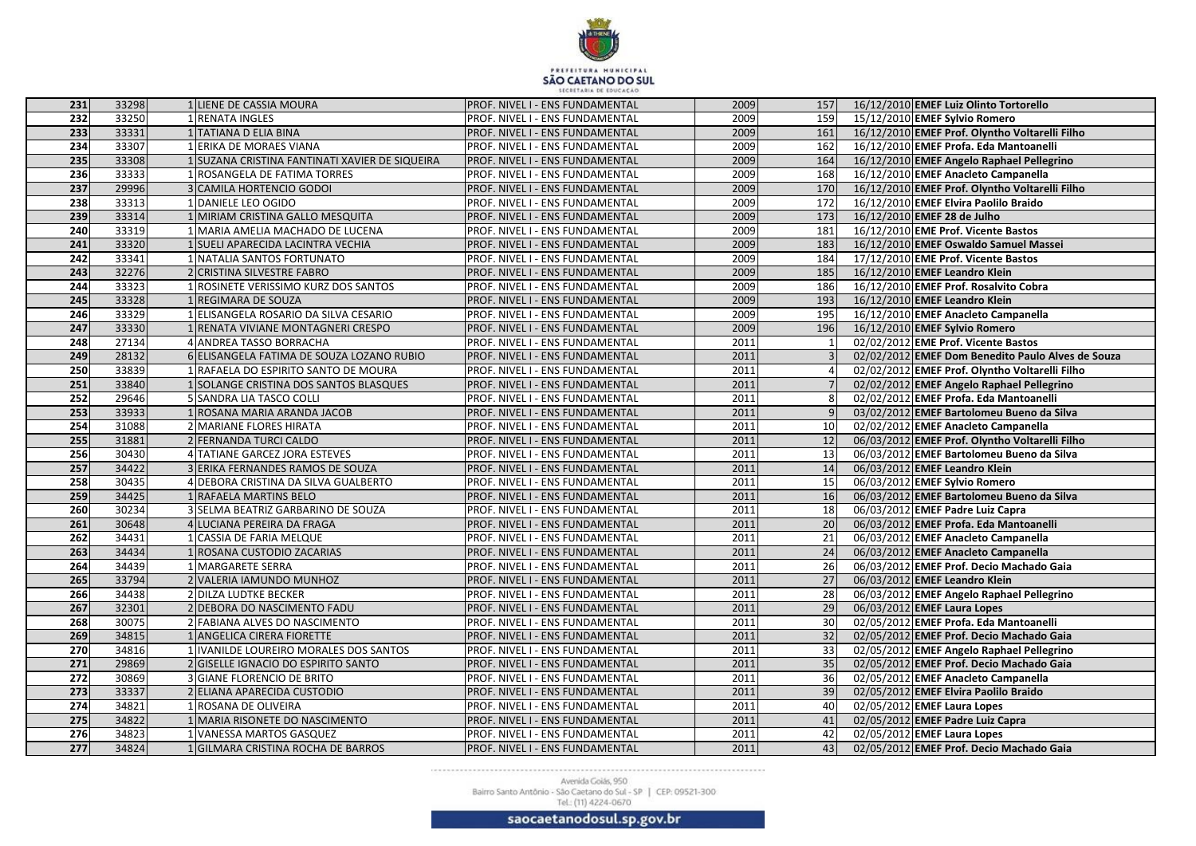| 231 | 33298 | 1 | LIENE DE CASSIA MOURA | PROF. NIVEL I - ENS FUNDAMENTAL | 2009 | 157 | 16/12/2010 | **EMEF Luiz Olinto Tortorello** |
|---|---|---|---|---|---|---|---|---|
| 232 | 33250 | 1 | RENATA INGLES | PROF. NIVEL I - ENS FUNDAMENTAL | 2009 | 159 | 15/12/2010 | **EMEF Sylvio Romero** |
| 233 | 33331 | 1 | TATIANA D ELIA BINA | PROF. NIVEL I - ENS FUNDAMENTAL | 2009 | 161 | 16/12/2010 | **EMEF Prof. Olyntho Voltarelli Filho** |
| 234 | 33307 | 1 | ERIKA DE MORAES VIANA | PROF. NIVEL I - ENS FUNDAMENTAL | 2009 | 162 | 16/12/2010 | **EMEF Profa. Eda Mantoanelli** |
| 235 | 33308 | 1 | SUZANA CRISTINA FANTINATI XAVIER DE SIQUEIRA | PROF. NIVEL I - ENS FUNDAMENTAL | 2009 | 164 | 16/12/2010 | **EMEF Angelo Raphael Pellegrino** |
| 236 | 33333 | 1 | ROSANGELA DE FATIMA TORRES | PROF. NIVEL I - ENS FUNDAMENTAL | 2009 | 168 | 16/12/2010 | **EMEF Anacleto Campanella** |
| 237 | 29996 | 3 | CAMILA HORTENCIO GODOI | PROF. NIVEL I - ENS FUNDAMENTAL | 2009 | 170 | 16/12/2010 | **EMEF Prof. Olyntho Voltarelli Filho** |
| 238 | 33313 | 1 | DANIELE LEO OGIDO | PROF. NIVEL I - ENS FUNDAMENTAL | 2009 | 172 | 16/12/2010 | **EMEF Elvira Paolilo Braido** |
| 239 | 33314 | 1 | MIRIAM CRISTINA GALLO MESQUITA | PROF. NIVEL I - ENS FUNDAMENTAL | 2009 | 173 | 16/12/2010 | **EMEF 28 de Julho** |
| 240 | 33319 | 1 | MARIA AMELIA MACHADO DE LUCENA | PROF. NIVEL I - ENS FUNDAMENTAL | 2009 | 181 | 16/12/2010 | **EME Prof. Vicente Bastos** |
| 241 | 33320 | 1 | SUELI APARECIDA LACINTRA VECHIA | PROF. NIVEL I - ENS FUNDAMENTAL | 2009 | 183 | 16/12/2010 | **EMEF Oswaldo Samuel Massei** |
| 242 | 33341 | 1 | NATALIA SANTOS FORTUNATO | PROF. NIVEL I - ENS FUNDAMENTAL | 2009 | 184 | 17/12/2010 | **EME Prof. Vicente Bastos** |
| 243 | 32276 | 2 | CRISTINA SILVESTRE FABRO | PROF. NIVEL I - ENS FUNDAMENTAL | 2009 | 185 | 16/12/2010 | **EMEF Leandro Klein** |
| 244 | 33323 | 1 | ROSINETE VERISSIMO KURZ DOS SANTOS | PROF. NIVEL I - ENS FUNDAMENTAL | 2009 | 186 | 16/12/2010 | **EMEF Prof. Rosalvito Cobra** |
| 245 | 33328 | 1 | REGIMARA DE SOUZA | PROF. NIVEL I - ENS FUNDAMENTAL | 2009 | 193 | 16/12/2010 | **EMEF Leandro Klein** |
| 246 | 33329 | 1 | ELISANGELA ROSARIO DA SILVA CESARIO | PROF. NIVEL I - ENS FUNDAMENTAL | 2009 | 195 | 16/12/2010 | **EMEF Anacleto Campanella** |
| 247 | 33330 | 1 | RENATA VIVIANE MONTAGNERI CRESPO | PROF. NIVEL I - ENS FUNDAMENTAL | 2009 | 196 | 16/12/2010 | **EMEF Sylvio Romero** |
| 248 | 27134 | 4 | ANDREA TASSO BORRACHA | PROF. NIVEL I - ENS FUNDAMENTAL | 2011 | 1 | 02/02/2012 | **EME Prof. Vicente Bastos** |
| 249 | 28132 | 6 | ELISANGELA FATIMA DE SOUZA LOZANO RUBIO | PROF. NIVEL I - ENS FUNDAMENTAL | 2011 | 3 | 02/02/2012 | **EMEF Dom Benedito Paulo Alves de Souza** |
| 250 | 33839 | 1 | RAFAELA DO ESPIRITO SANTO DE MOURA | PROF. NIVEL I - ENS FUNDAMENTAL | 2011 | 4 | 02/02/2012 | **EMEF Prof. Olyntho Voltarelli Filho** |
| 251 | 33840 | 1 | SOLANGE CRISTINA DOS SANTOS BLASQUES | PROF. NIVEL I - ENS FUNDAMENTAL | 2011 | 7 | 02/02/2012 | **EMEF Angelo Raphael Pellegrino** |
| 252 | 29646 | 5 | SANDRA LIA TASCO COLLI | PROF. NIVEL I - ENS FUNDAMENTAL | 2011 | 8 | 02/02/2012 | **EMEF Profa. Eda Mantoanelli** |
| 253 | 33933 | 1 | ROSANA MARIA ARANDA JACOB | PROF. NIVEL I - ENS FUNDAMENTAL | 2011 | 9 | 03/02/2012 | **EMEF Bartolomeu Bueno da Silva** |
| 254 | 31088 | 2 | MARIANE FLORES HIRATA | PROF. NIVEL I - ENS FUNDAMENTAL | 2011 | 10 | 02/02/2012 | **EMEF Anacleto Campanella** |
| 255 | 31881 | 2 | FERNANDA TURCI CALDO | PROF. NIVEL I - ENS FUNDAMENTAL | 2011 | 12 | 06/03/2012 | **EMEF Prof. Olyntho Voltarelli Filho** |
| 256 | 30430 | 4 | TATIANE GARCEZ JORA ESTEVES | PROF. NIVEL I - ENS FUNDAMENTAL | 2011 | 13 | 06/03/2012 | **EMEF Bartolomeu Bueno da Silva** |
| 257 | 34422 | 3 | ERIKA FERNANDES RAMOS DE SOUZA | PROF. NIVEL I - ENS FUNDAMENTAL | 2011 | 14 | 06/03/2012 | **EMEF Leandro Klein** |
| 258 | 30435 | 4 | DEBORA CRISTINA DA SILVA GUALBERTO | PROF. NIVEL I - ENS FUNDAMENTAL | 2011 | 15 | 06/03/2012 | **EMEF Sylvio Romero** |
| 259 | 34425 | 1 | RAFAELA MARTINS BELO | PROF. NIVEL I - ENS FUNDAMENTAL | 2011 | 16 | 06/03/2012 | **EMEF Bartolomeu Bueno da Silva** |
| 260 | 30234 | 3 | SELMA BEATRIZ GARBARINO DE SOUZA | PROF. NIVEL I - ENS FUNDAMENTAL | 2011 | 18 | 06/03/2012 | **EMEF Padre Luiz Capra** |
| 261 | 30648 | 4 | LUCIANA PEREIRA DA FRAGA | PROF. NIVEL I - ENS FUNDAMENTAL | 2011 | 20 | 06/03/2012 | **EMEF Profa. Eda Mantoanelli** |
| 262 | 34431 | 1 | CASSIA DE FARIA MELQUE | PROF. NIVEL I - ENS FUNDAMENTAL | 2011 | 21 | 06/03/2012 | **EMEF Anacleto Campanella** |
| 263 | 34434 | 1 | ROSANA CUSTODIO ZACARIAS | PROF. NIVEL I - ENS FUNDAMENTAL | 2011 | 24 | 06/03/2012 | **EMEF Anacleto Campanella** |
| 264 | 34439 | 1 | MARGARETE SERRA | PROF. NIVEL I - ENS FUNDAMENTAL | 2011 | 26 | 06/03/2012 | **EMEF Prof. Decio Machado Gaia** |
| 265 | 33794 | 2 | VALERIA IAMUNDO MUNHOZ | PROF. NIVEL I - ENS FUNDAMENTAL | 2011 | 27 | 06/03/2012 | **EMEF Leandro Klein** |
| 266 | 34438 | 2 | DILZA LUDTKE BECKER | PROF. NIVEL I - ENS FUNDAMENTAL | 2011 | 28 | 06/03/2012 | **EMEF Angelo Raphael Pellegrino** |
| 267 | 32301 | 2 | DEBORA DO NASCIMENTO FADU | PROF. NIVEL I - ENS FUNDAMENTAL | 2011 | 29 | 06/03/2012 | **EMEF Laura Lopes** |
| 268 | 30075 | 2 | FABIANA ALVES DO NASCIMENTO | PROF. NIVEL I - ENS FUNDAMENTAL | 2011 | 30 | 02/05/2012 | **EMEF Profa. Eda Mantoanelli** |
| 269 | 34815 | 1 | ANGELICA CIRERA FIORETTE | PROF. NIVEL I - ENS FUNDAMENTAL | 2011 | 32 | 02/05/2012 | **EMEF Prof. Decio Machado Gaia** |
| 270 | 34816 | 1 | IVANILDE LOUREIRO MORALES DOS SANTOS | PROF. NIVEL I - ENS FUNDAMENTAL | 2011 | 33 | 02/05/2012 | **EMEF Angelo Raphael Pellegrino** |
| 271 | 29869 | 2 | GISELLE IGNACIO DO ESPIRITO SANTO | PROF. NIVEL I - ENS FUNDAMENTAL | 2011 | 35 | 02/05/2012 | **EMEF Prof. Decio Machado Gaia** |
| 272 | 30869 | 3 | GIANE FLORENCIO DE BRITO | PROF. NIVEL I - ENS FUNDAMENTAL | 2011 | 36 | 02/05/2012 | **EMEF Anacleto Campanella** |
| 273 | 33337 | 2 | ELIANA APARECIDA CUSTODIO | PROF. NIVEL I - ENS FUNDAMENTAL | 2011 | 39 | 02/05/2012 | **EMEF Elvira Paolilo Braido** |
| 274 | 34821 | 1 | ROSANA DE OLIVEIRA | PROF. NIVEL I - ENS FUNDAMENTAL | 2011 | 40 | 02/05/2012 | **EMEF Laura Lopes** |
| 275 | 34822 | 1 | MARIA RISONETE DO NASCIMENTO | PROF. NIVEL I - ENS FUNDAMENTAL | 2011 | 41 | 02/05/2012 | **EMEF Padre Luiz Capra** |
| 276 | 34823 | 1 | VANESSA MARTOS GASQUEZ | PROF. NIVEL I - ENS FUNDAMENTAL | 2011 | 42 | 02/05/2012 | **EMEF Laura Lopes** |
| 277 | 34824 | 1 | GILMARA CRISTINA ROCHA DE BARROS | PROF. NIVEL I - ENS FUNDAMENTAL | 2011 | 43 | 02/05/2012 | **EMEF Prof. Decio Machado Gaia** |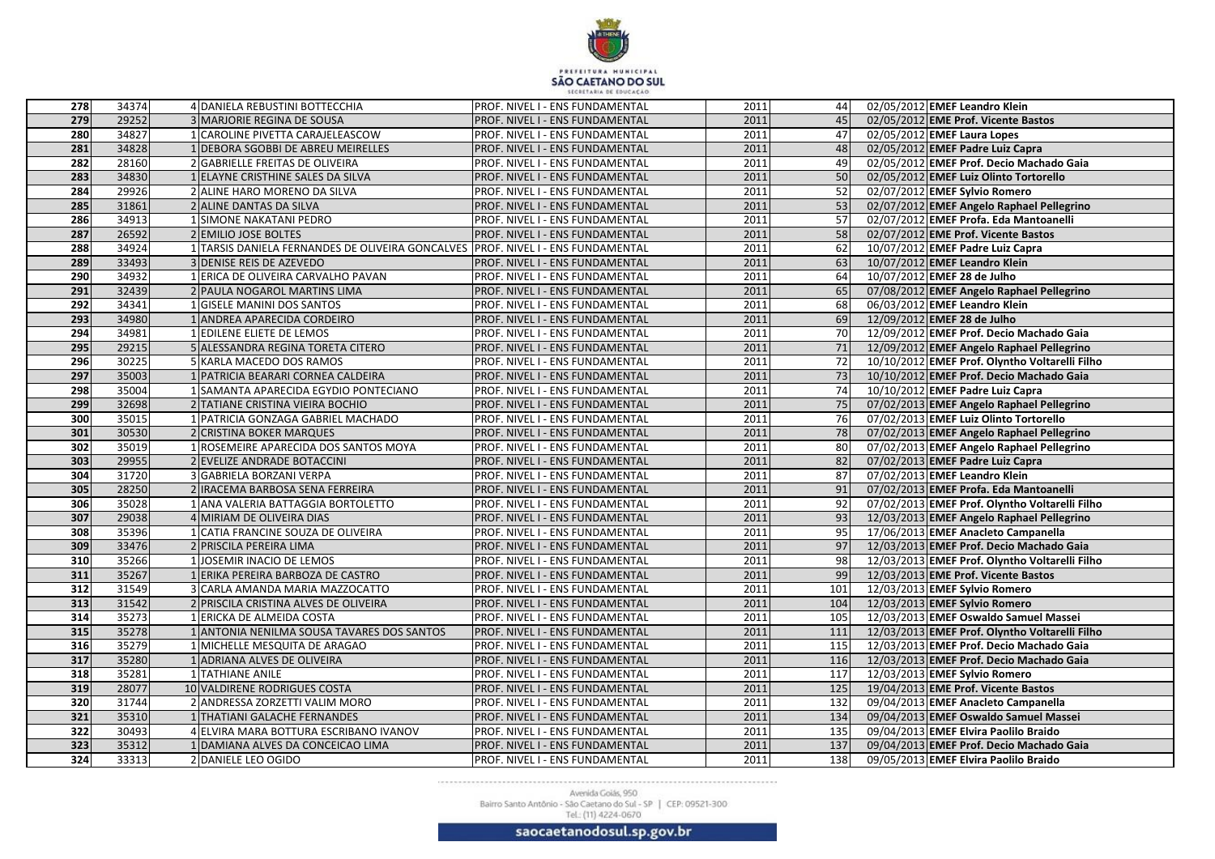| 278 | 34374 | 4 | DANIELA REBUSTINI BOTTECCHIA | PROF. NIVEL I - ENS FUNDAMENTAL | 2011 | 44 | 02/05/2012 | **EMEF Leandro Klein** |
|---|---|---|---|---|---|---|---|---|
| 279 | 29252 | 3 | MARJORIE REGINA DE SOUSA | PROF. NIVEL I - ENS FUNDAMENTAL | 2011 | 45 | 02/05/2012 | **EME Prof. Vicente Bastos** |
| 280 | 34827 | 1 | CAROLINE PIVETTA CARAJELEASCOW | PROF. NIVEL I - ENS FUNDAMENTAL | 2011 | 47 | 02/05/2012 | **EMEF Laura Lopes** |
| 281 | 34828 | 1 | DEBORA SGOBBI DE ABREU MEIRELLES | PROF. NIVEL I - ENS FUNDAMENTAL | 2011 | 48 | 02/05/2012 | **EMEF Padre Luiz Capra** |
| 282 | 28160 | 2 | GABRIELLE FREITAS DE OLIVEIRA | PROF. NIVEL I - ENS FUNDAMENTAL | 2011 | 49 | 02/05/2012 | **EMEF Prof. Decio Machado Gaia** |
| 283 | 34830 | 1 | ELAYNE CRISTHINE SALES DA SILVA | PROF. NIVEL I - ENS FUNDAMENTAL | 2011 | 50 | 02/05/2012 | **EMEF Luiz Olinto Tortorello** |
| 284 | 29926 | 2 | ALINE HARO MORENO DA SILVA | PROF. NIVEL I - ENS FUNDAMENTAL | 2011 | 52 | 02/07/2012 | **EMEF Sylvio Romero** |
| 285 | 31861 | 2 | ALINE DANTAS DA SILVA | PROF. NIVEL I - ENS FUNDAMENTAL | 2011 | 53 | 02/07/2012 | **EMEF Angelo Raphael Pellegrino** |
| 286 | 34913 | 1 | SIMONE NAKATANI PEDRO | PROF. NIVEL I - ENS FUNDAMENTAL | 2011 | 57 | 02/07/2012 | **EMEF Profa. Eda Mantoanelli** |
| 287 | 26592 | 2 | EMILIO JOSE BOLTES | PROF. NIVEL I - ENS FUNDAMENTAL | 2011 | 58 | 02/07/2012 | **EME Prof. Vicente Bastos** |
| 288 | 34924 | 1 | TARSIS DANIELA FERNANDES DE OLIVEIRA GONCALVES | PROF. NIVEL I - ENS FUNDAMENTAL | 2011 | 62 | 10/07/2012 | **EMEF Padre Luiz Capra** |
| 289 | 33493 | 3 | DENISE REIS DE AZEVEDO | PROF. NIVEL I - ENS FUNDAMENTAL | 2011 | 63 | 10/07/2012 | **EMEF Leandro Klein** |
| 290 | 34932 | 1 | ERICA DE OLIVEIRA CARVALHO PAVAN | PROF. NIVEL I - ENS FUNDAMENTAL | 2011 | 64 | 10/07/2012 | **EMEF 28 de Julho** |
| 291 | 32439 | 2 | PAULA NOGAROL MARTINS LIMA | PROF. NIVEL I - ENS FUNDAMENTAL | 2011 | 65 | 07/08/2012 | **EMEF Angelo Raphael Pellegrino** |
| 292 | 34341 | 1 | GISELE MANINI DOS SANTOS | PROF. NIVEL I - ENS FUNDAMENTAL | 2011 | 68 | 06/03/2012 | **EMEF Leandro Klein** |
| 293 | 34980 | 1 | ANDREA APARECIDA CORDEIRO | PROF. NIVEL I - ENS FUNDAMENTAL | 2011 | 69 | 12/09/2012 | **EMEF 28 de Julho** |
| 294 | 34981 | 1 | EDILENE ELIETE DE LEMOS | PROF. NIVEL I - ENS FUNDAMENTAL | 2011 | 70 | 12/09/2012 | **EMEF Prof. Decio Machado Gaia** |
| 295 | 29215 | 5 | ALESSANDRA REGINA TORETA CITERO | PROF. NIVEL I - ENS FUNDAMENTAL | 2011 | 71 | 12/09/2012 | **EMEF Angelo Raphael Pellegrino** |
| 296 | 30225 | 5 | KARLA MACEDO DOS RAMOS | PROF. NIVEL I - ENS FUNDAMENTAL | 2011 | 72 | 10/10/2012 | **EMEF Prof. Olyntho Voltarelli Filho** |
| 297 | 35003 | 1 | PATRICIA BEARARI CORNEA CALDEIRA | PROF. NIVEL I - ENS FUNDAMENTAL | 2011 | 73 | 10/10/2012 | **EMEF Prof. Decio Machado Gaia** |
| 298 | 35004 | 1 | SAMANTA APARECIDA EGYDIO PONTECIANO | PROF. NIVEL I - ENS FUNDAMENTAL | 2011 | 74 | 10/10/2012 | **EMEF Padre Luiz Capra** |
| 299 | 32698 | 2 | TATIANE CRISTINA VIEIRA BOCHIO | PROF. NIVEL I - ENS FUNDAMENTAL | 2011 | 75 | 07/02/2013 | **EMEF Angelo Raphael Pellegrino** |
| 300 | 35015 | 1 | PATRICIA GONZAGA GABRIEL MACHADO | PROF. NIVEL I - ENS FUNDAMENTAL | 2011 | 76 | 07/02/2013 | **EMEF Luiz Olinto Tortorello** |
| 301 | 30530 | 2 | CRISTINA BOKER MARQUES | PROF. NIVEL I - ENS FUNDAMENTAL | 2011 | 78 | 07/02/2013 | **EMEF Angelo Raphael Pellegrino** |
| 302 | 35019 | 1 | ROSEMEIRE APARECIDA DOS SANTOS MOYA | PROF. NIVEL I - ENS FUNDAMENTAL | 2011 | 80 | 07/02/2013 | **EMEF Angelo Raphael Pellegrino** |
| 303 | 29955 | 2 | EVELIZE ANDRADE BOTACCINI | PROF. NIVEL I - ENS FUNDAMENTAL | 2011 | 82 | 07/02/2013 | **EMEF Padre Luiz Capra** |
| 304 | 31720 | 3 | GABRIELA BORZANI VERPA | PROF. NIVEL I - ENS FUNDAMENTAL | 2011 | 87 | 07/02/2013 | **EMEF Leandro Klein** |
| 305 | 28250 | 2 | IRACEMA BARBOSA SENA FERREIRA | PROF. NIVEL I - ENS FUNDAMENTAL | 2011 | 91 | 07/02/2013 | **EMEF Profa. Eda Mantoanelli** |
| 306 | 35028 | 1 | ANA VALERIA BATTAGGIA BORTOLETTO | PROF. NIVEL I - ENS FUNDAMENTAL | 2011 | 92 | 07/02/2013 | **EMEF Prof. Olyntho Voltarelli Filho** |
| 307 | 29038 | 4 | MIRIAM DE OLIVEIRA DIAS | PROF. NIVEL I - ENS FUNDAMENTAL | 2011 | 93 | 12/03/2013 | **EMEF Angelo Raphael Pellegrino** |
| 308 | 35396 | 1 | CATIA FRANCINE SOUZA DE OLIVEIRA | PROF. NIVEL I - ENS FUNDAMENTAL | 2011 | 95 | 17/06/2013 | **EMEF Anacleto Campanella** |
| 309 | 33476 | 2 | PRISCILA PEREIRA LIMA | PROF. NIVEL I - ENS FUNDAMENTAL | 2011 | 97 | 12/03/2013 | **EMEF Prof. Decio Machado Gaia** |
| 310 | 35266 | 1 | JOSEMIR INACIO DE LEMOS | PROF. NIVEL I - ENS FUNDAMENTAL | 2011 | 98 | 12/03/2013 | **EMEF Prof. Olyntho Voltarelli Filho** |
| 311 | 35267 | 1 | ERIKA PEREIRA BARBOZA DE CASTRO | PROF. NIVEL I - ENS FUNDAMENTAL | 2011 | 99 | 12/03/2013 | **EME Prof. Vicente Bastos** |
| 312 | 31549 | 3 | CARLA AMANDA MARIA MAZZOCATTO | PROF. NIVEL I - ENS FUNDAMENTAL | 2011 | 101 | 12/03/2013 | **EMEF Sylvio Romero** |
| 313 | 31542 | 2 | PRISCILA CRISTINA ALVES DE OLIVEIRA | PROF. NIVEL I - ENS FUNDAMENTAL | 2011 | 104 | 12/03/2013 | **EMEF Sylvio Romero** |
| 314 | 35273 | 1 | ERICKA DE ALMEIDA COSTA | PROF. NIVEL I - ENS FUNDAMENTAL | 2011 | 105 | 12/03/2013 | **EMEF Oswaldo Samuel Massei** |
| 315 | 35278 | 1 | ANTONIA NENILMA SOUSA TAVARES DOS SANTOS | PROF. NIVEL I - ENS FUNDAMENTAL | 2011 | 111 | 12/03/2013 | **EMEF Prof. Olyntho Voltarelli Filho** |
| 316 | 35279 | 1 | MICHELLE MESQUITA DE ARAGAO | PROF. NIVEL I - ENS FUNDAMENTAL | 2011 | 115 | 12/03/2013 | **EMEF Prof. Decio Machado Gaia** |
| 317 | 35280 | 1 | ADRIANA ALVES DE OLIVEIRA | PROF. NIVEL I - ENS FUNDAMENTAL | 2011 | 116 | 12/03/2013 | **EMEF Prof. Decio Machado Gaia** |
| 318 | 35281 | 1 | TATHIANE ANILE | PROF. NIVEL I - ENS FUNDAMENTAL | 2011 | 117 | 12/03/2013 | **EMEF Sylvio Romero** |
| 319 | 28077 | 10 | VALDIRENE RODRIGUES COSTA | PROF. NIVEL I - ENS FUNDAMENTAL | 2011 | 125 | 19/04/2013 | **EME Prof. Vicente Bastos** |
| 320 | 31744 | 2 | ANDRESSA ZORZETTI VALIM MORO | PROF. NIVEL I - ENS FUNDAMENTAL | 2011 | 132 | 09/04/2013 | **EMEF Anacleto Campanella** |
| 321 | 35310 | 1 | THATIANI GALACHE FERNANDES | PROF. NIVEL I - ENS FUNDAMENTAL | 2011 | 134 | 09/04/2013 | **EMEF Oswaldo Samuel Massei** |
| 322 | 30493 | 4 | ELVIRA MARA BOTTURA ESCRIBANO IVANOV | PROF. NIVEL I - ENS FUNDAMENTAL | 2011 | 135 | 09/04/2013 | **EMEF Elvira Paolilo Braido** |
| 323 | 35312 | 1 | DAMIANA ALVES DA CONCEICAO LIMA | PROF. NIVEL I - ENS FUNDAMENTAL | 2011 | 137 | 09/04/2013 | **EMEF Prof. Decio Machado Gaia** |
| 324 | 33313 | 2 | DANIELE LEO OGIDO | PROF. NIVEL I - ENS FUNDAMENTAL | 2011 | 138 | 09/05/2013 | **EMEF Elvira Paolilo Braido** |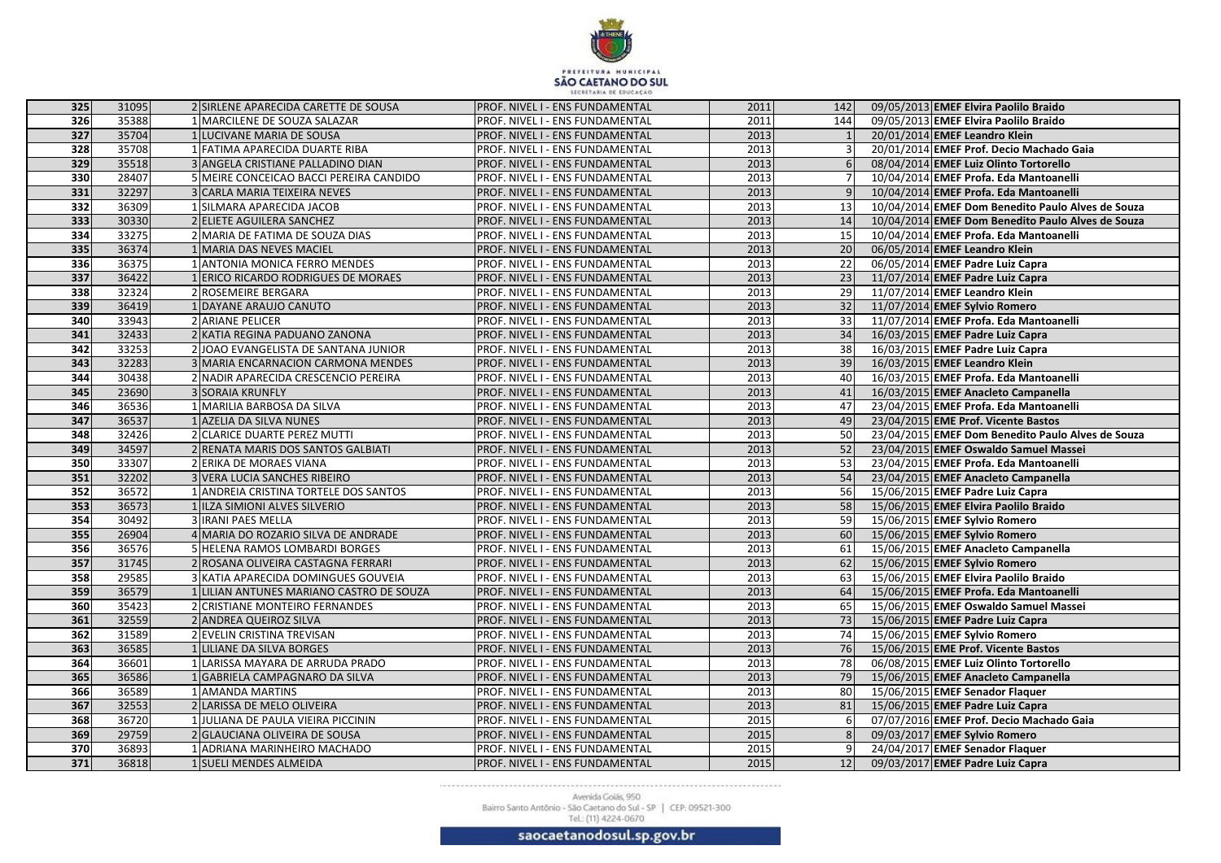| | | | | | | | | |
|---|---|---|---|---|---|---|---|---|
| **325** | 31095 | 2 | SIRLENE APARECIDA CARETTE DE SOUSA | PROF. NIVEL I - ENS FUNDAMENTAL | 2011 | 142 | 09/05/2013 | **EMEF Elvira Paolilo Braido** |
| **326** | 35388 | 1 | MARCILENE DE SOUZA SALAZAR | PROF. NIVEL I - ENS FUNDAMENTAL | 2011 | 144 | 09/05/2013 | **EMEF Elvira Paolilo Braido** |
| **327** | 35704 | 1 | LUCIVANE MARIA DE SOUSA | PROF. NIVEL I - ENS FUNDAMENTAL | 2013 | 1 | 20/01/2014 | **EMEF Leandro Klein** |
| **328** | 35708 | 1 | FATIMA APARECIDA DUARTE RIBA | PROF. NIVEL I - ENS FUNDAMENTAL | 2013 | 3 | 20/01/2014 | **EMEF Prof. Decio Machado Gaia** |
| **329** | 35518 | 3 | ANGELA CRISTIANE PALLADINO DIAN | PROF. NIVEL I - ENS FUNDAMENTAL | 2013 | 6 | 08/04/2014 | **EMEF Luiz Olinto Tortorello** |
| **330** | 28407 | 5 | MEIRE CONCEICAO BACCI PEREIRA CANDIDO | PROF. NIVEL I - ENS FUNDAMENTAL | 2013 | 7 | 10/04/2014 | **EMEF Profa. Eda Mantoanelli** |
| **331** | 32297 | 3 | CARLA MARIA TEIXEIRA NEVES | PROF. NIVEL I - ENS FUNDAMENTAL | 2013 | 9 | 10/04/2014 | **EMEF Profa. Eda Mantoanelli** |
| **332** | 36309 | 1 | SILMARA APARECIDA JACOB | PROF. NIVEL I - ENS FUNDAMENTAL | 2013 | 13 | 10/04/2014 | **EMEF Dom Benedito Paulo Alves de Souza** |
| **333** | 30330 | 2 | ELIETE AGUILERA SANCHEZ | PROF. NIVEL I - ENS FUNDAMENTAL | 2013 | 14 | 10/04/2014 | **EMEF Dom Benedito Paulo Alves de Souza** |
| **334** | 33275 | 2 | MARIA DE FATIMA DE SOUZA DIAS | PROF. NIVEL I - ENS FUNDAMENTAL | 2013 | 15 | 10/04/2014 | **EMEF Profa. Eda Mantoanelli** |
| **335** | 36374 | 1 | MARIA DAS NEVES MACIEL | PROF. NIVEL I - ENS FUNDAMENTAL | 2013 | 20 | 06/05/2014 | **EMEF Leandro Klein** |
| **336** | 36375 | 1 | ANTONIA MONICA FERRO MENDES | PROF. NIVEL I - ENS FUNDAMENTAL | 2013 | 22 | 06/05/2014 | **EMEF Padre Luiz Capra** |
| **337** | 36422 | 1 | ERICO RICARDO RODRIGUES DE MORAES | PROF. NIVEL I - ENS FUNDAMENTAL | 2013 | 23 | 11/07/2014 | **EMEF Padre Luiz Capra** |
| **338** | 32324 | 2 | ROSEMEIRE BERGARA | PROF. NIVEL I - ENS FUNDAMENTAL | 2013 | 29 | 11/07/2014 | **EMEF Leandro Klein** |
| **339** | 36419 | 1 | DAYANE ARAUJO CANUTO | PROF. NIVEL I - ENS FUNDAMENTAL | 2013 | 32 | 11/07/2014 | **EMEF Sylvio Romero** |
| **340** | 33943 | 2 | ARIANE PELICER | PROF. NIVEL I - ENS FUNDAMENTAL | 2013 | 33 | 11/07/2014 | **EMEF Profa. Eda Mantoanelli** |
| **341** | 32433 | 2 | KATIA REGINA PADUANO ZANONA | PROF. NIVEL I - ENS FUNDAMENTAL | 2013 | 34 | 16/03/2015 | **EMEF Padre Luiz Capra** |
| **342** | 33253 | 2 | JOAO EVANGELISTA DE SANTANA JUNIOR | PROF. NIVEL I - ENS FUNDAMENTAL | 2013 | 38 | 16/03/2015 | **EMEF Padre Luiz Capra** |
| **343** | 32283 | 3 | MARIA ENCARNACION CARMONA MENDES | PROF. NIVEL I - ENS FUNDAMENTAL | 2013 | 39 | 16/03/2015 | **EMEF Leandro Klein** |
| **344** | 30438 | 2 | NADIR APARECIDA CRESCENCIO PEREIRA | PROF. NIVEL I - ENS FUNDAMENTAL | 2013 | 40 | 16/03/2015 | **EMEF Profa. Eda Mantoanelli** |
| **345** | 23690 | 3 | SORAIA KRUNFLY | PROF. NIVEL I - ENS FUNDAMENTAL | 2013 | 41 | 16/03/2015 | **EMEF Anacleto Campanella** |
| **346** | 36536 | 1 | MARILIA BARBOSA DA SILVA | PROF. NIVEL I - ENS FUNDAMENTAL | 2013 | 47 | 23/04/2015 | **EMEF Profa. Eda Mantoanelli** |
| **347** | 36537 | 1 | AZELIA DA SILVA NUNES | PROF. NIVEL I - ENS FUNDAMENTAL | 2013 | 49 | 23/04/2015 | **EME Prof. Vicente Bastos** |
| **348** | 32426 | 2 | CLARICE DUARTE PEREZ MUTTI | PROF. NIVEL I - ENS FUNDAMENTAL | 2013 | 50 | 23/04/2015 | **EMEF Dom Benedito Paulo Alves de Souza** |
| **349** | 34597 | 2 | RENATA MARIS DOS SANTOS GALBIATI | PROF. NIVEL I - ENS FUNDAMENTAL | 2013 | 52 | 23/04/2015 | **EMEF Oswaldo Samuel Massei** |
| **350** | 33307 | 2 | ERIKA DE MORAES VIANA | PROF. NIVEL I - ENS FUNDAMENTAL | 2013 | 53 | 23/04/2015 | **EMEF Profa. Eda Mantoanelli** |
| **351** | 32202 | 3 | VERA LUCIA SANCHES RIBEIRO | PROF. NIVEL I - ENS FUNDAMENTAL | 2013 | 54 | 23/04/2015 | **EMEF Anacleto Campanella** |
| **352** | 36572 | 1 | ANDREIA CRISTINA TORTELE DOS SANTOS | PROF. NIVEL I - ENS FUNDAMENTAL | 2013 | 56 | 15/06/2015 | **EMEF Padre Luiz Capra** |
| **353** | 36573 | 1 | ILZA SIMIONI ALVES SILVERIO | PROF. NIVEL I - ENS FUNDAMENTAL | 2013 | 58 | 15/06/2015 | **EMEF Elvira Paolilo Braido** |
| **354** | 30492 | 3 | IRANI PAES MELLA | PROF. NIVEL I - ENS FUNDAMENTAL | 2013 | 59 | 15/06/2015 | **EMEF Sylvio Romero** |
| **355** | 26904 | 4 | MARIA DO ROZARIO SILVA DE ANDRADE | PROF. NIVEL I - ENS FUNDAMENTAL | 2013 | 60 | 15/06/2015 | **EMEF Sylvio Romero** |
| **356** | 36576 | 5 | HELENA RAMOS LOMBARDI BORGES | PROF. NIVEL I - ENS FUNDAMENTAL | 2013 | 61 | 15/06/2015 | **EMEF Anacleto Campanella** |
| **357** | 31745 | 2 | ROSANA OLIVEIRA CASTAGNA FERRARI | PROF. NIVEL I - ENS FUNDAMENTAL | 2013 | 62 | 15/06/2015 | **EMEF Sylvio Romero** |
| **358** | 29585 | 3 | KATIA APARECIDA DOMINGUES GOUVEIA | PROF. NIVEL I - ENS FUNDAMENTAL | 2013 | 63 | 15/06/2015 | **EMEF Elvira Paolilo Braido** |
| **359** | 36579 | 1 | LILIAN ANTUNES MARIANO CASTRO DE SOUZA | PROF. NIVEL I - ENS FUNDAMENTAL | 2013 | 64 | 15/06/2015 | **EMEF Profa. Eda Mantoanelli** |
| **360** | 35423 | 2 | CRISTIANE MONTEIRO FERNANDES | PROF. NIVEL I - ENS FUNDAMENTAL | 2013 | 65 | 15/06/2015 | **EMEF Oswaldo Samuel Massei** |
| **361** | 32559 | 2 | ANDREA QUEIROZ SILVA | PROF. NIVEL I - ENS FUNDAMENTAL | 2013 | 73 | 15/06/2015 | **EMEF Padre Luiz Capra** |
| **362** | 31589 | 2 | EVELIN CRISTINA TREVISAN | PROF. NIVEL I - ENS FUNDAMENTAL | 2013 | 74 | 15/06/2015 | **EMEF Sylvio Romero** |
| **363** | 36585 | 1 | LILIANE DA SILVA BORGES | PROF. NIVEL I - ENS FUNDAMENTAL | 2013 | 76 | 15/06/2015 | **EME Prof. Vicente Bastos** |
| **364** | 36601 | 1 | LARISSA MAYARA DE ARRUDA PRADO | PROF. NIVEL I - ENS FUNDAMENTAL | 2013 | 78 | 06/08/2015 | **EMEF Luiz Olinto Tortorello** |
| **365** | 36586 | 1 | GABRIELA CAMPAGNARO DA SILVA | PROF. NIVEL I - ENS FUNDAMENTAL | 2013 | 79 | 15/06/2015 | **EMEF Anacleto Campanella** |
| **366** | 36589 | 1 | AMANDA MARTINS | PROF. NIVEL I - ENS FUNDAMENTAL | 2013 | 80 | 15/06/2015 | **EMEF Senador Flaquer** |
| **367** | 32553 | 2 | LARISSA DE MELO OLIVEIRA | PROF. NIVEL I - ENS FUNDAMENTAL | 2013 | 81 | 15/06/2015 | **EMEF Padre Luiz Capra** |
| **368** | 36720 | 1 | JULIANA DE PAULA VIEIRA PICCININ | PROF. NIVEL I - ENS FUNDAMENTAL | 2015 | 6 | 07/07/2016 | **EMEF Prof. Decio Machado Gaia** |
| **369** | 29759 | 2 | GLAUCIANA OLIVEIRA DE SOUSA | PROF. NIVEL I - ENS FUNDAMENTAL | 2015 | 8 | 09/03/2017 | **EMEF Sylvio Romero** |
| **370** | 36893 | 1 | ADRIANA MARINHEIRO MACHADO | PROF. NIVEL I - ENS FUNDAMENTAL | 2015 | 9 | 24/04/2017 | **EMEF Senador Flaquer** |
| **371** | 36818 | 1 | SUELI MENDES ALMEIDA | PROF. NIVEL I - ENS FUNDAMENTAL | 2015 | 12 | 09/03/2017 | **EMEF Padre Luiz Capra** |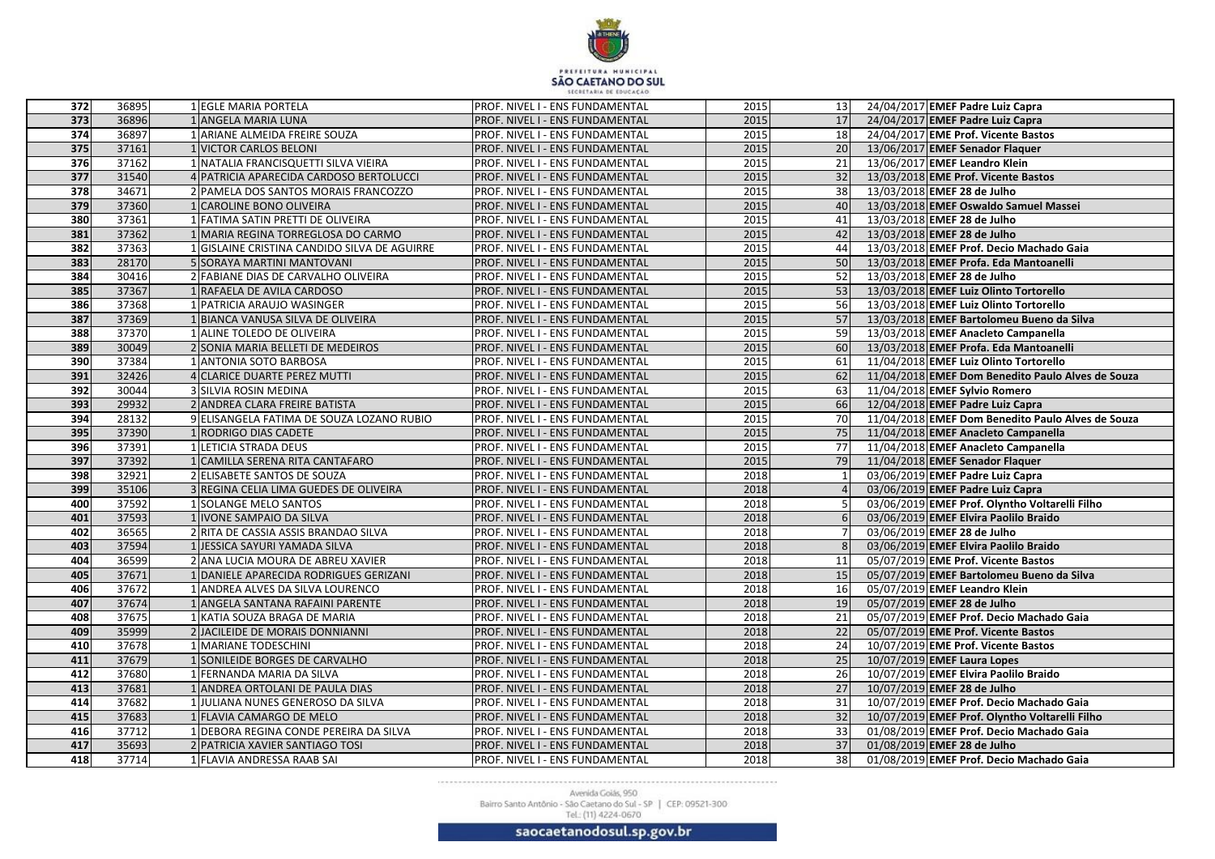| | | | | | | | | |
|---|---|---|---|---|---|---|---|---|
| **372** | 36895 | 1 | EGLE MARIA PORTELA | PROF. NIVEL I - ENS FUNDAMENTAL | 2015 | 13 | 24/04/2017 | **EMEF Padre Luiz Capra** |
| **373** | 36896 | 1 | ANGELA MARIA LUNA | PROF. NIVEL I - ENS FUNDAMENTAL | 2015 | 17 | 24/04/2017 | **EMEF Padre Luiz Capra** |
| **374** | 36897 | 1 | ARIANE ALMEIDA FREIRE SOUZA | PROF. NIVEL I - ENS FUNDAMENTAL | 2015 | 18 | 24/04/2017 | **EME Prof. Vicente Bastos** |
| **375** | 37161 | 1 | VICTOR CARLOS BELONI | PROF. NIVEL I - ENS FUNDAMENTAL | 2015 | 20 | 13/06/2017 | **EMEF Senador Flaquer** |
| **376** | 37162 | 1 | NATALIA FRANCISQUETTI SILVA VIEIRA | PROF. NIVEL I - ENS FUNDAMENTAL | 2015 | 21 | 13/06/2017 | **EMEF Leandro Klein** |
| **377** | 31540 | 4 | PATRICIA APARECIDA CARDOSO BERTOLUCCI | PROF. NIVEL I - ENS FUNDAMENTAL | 2015 | 32 | 13/03/2018 | **EME Prof. Vicente Bastos** |
| **378** | 34671 | 2 | PAMELA DOS SANTOS MORAIS FRANCOZZO | PROF. NIVEL I - ENS FUNDAMENTAL | 2015 | 38 | 13/03/2018 | **EMEF 28 de Julho** |
| **379** | 37360 | 1 | CAROLINE BONO OLIVEIRA | PROF. NIVEL I - ENS FUNDAMENTAL | 2015 | 40 | 13/03/2018 | **EMEF Oswaldo Samuel Massei** |
| **380** | 37361 | 1 | FATIMA SATIN PRETTI DE OLIVEIRA | PROF. NIVEL I - ENS FUNDAMENTAL | 2015 | 41 | 13/03/2018 | **EMEF 28 de Julho** |
| **381** | 37362 | 1 | MARIA REGINA TORREGLOSA DO CARMO | PROF. NIVEL I - ENS FUNDAMENTAL | 2015 | 42 | 13/03/2018 | **EMEF 28 de Julho** |
| **382** | 37363 | 1 | GISLAINE CRISTINA CANDIDO SILVA DE AGUIRRE | PROF. NIVEL I - ENS FUNDAMENTAL | 2015 | 44 | 13/03/2018 | **EMEF Prof. Decio Machado Gaia** |
| **383** | 28170 | 5 | SORAYA MARTINI MANTOVANI | PROF. NIVEL I - ENS FUNDAMENTAL | 2015 | 50 | 13/03/2018 | **EMEF Profa. Eda Mantoanelli** |
| **384** | 30416 | 2 | FABIANE DIAS DE CARVALHO OLIVEIRA | PROF. NIVEL I - ENS FUNDAMENTAL | 2015 | 52 | 13/03/2018 | **EMEF 28 de Julho** |
| **385** | 37367 | 1 | RAFAELA DE AVILA CARDOSO | PROF. NIVEL I - ENS FUNDAMENTAL | 2015 | 53 | 13/03/2018 | **EMEF Luiz Olinto Tortorello** |
| **386** | 37368 | 1 | PATRICIA ARAUJO WASINGER | PROF. NIVEL I - ENS FUNDAMENTAL | 2015 | 56 | 13/03/2018 | **EMEF Luiz Olinto Tortorello** |
| **387** | 37369 | 1 | BIANCA VANUSA SILVA DE OLIVEIRA | PROF. NIVEL I - ENS FUNDAMENTAL | 2015 | 57 | 13/03/2018 | **EMEF Bartolomeu Bueno da Silva** |
| **388** | 37370 | 1 | ALINE TOLEDO DE OLIVEIRA | PROF. NIVEL I - ENS FUNDAMENTAL | 2015 | 59 | 13/03/2018 | **EMEF Anacleto Campanella** |
| **389** | 30049 | 2 | SONIA MARIA BELLETI DE MEDEIROS | PROF. NIVEL I - ENS FUNDAMENTAL | 2015 | 60 | 13/03/2018 | **EMEF Profa. Eda Mantoanelli** |
| **390** | 37384 | 1 | ANTONIA SOTO BARBOSA | PROF. NIVEL I - ENS FUNDAMENTAL | 2015 | 61 | 11/04/2018 | **EMEF Luiz Olinto Tortorello** |
| **391** | 32426 | 4 | CLARICE DUARTE PEREZ MUTTI | PROF. NIVEL I - ENS FUNDAMENTAL | 2015 | 62 | 11/04/2018 | **EMEF Dom Benedito Paulo Alves de Souza** |
| **392** | 30044 | 3 | SILVIA ROSIN MEDINA | PROF. NIVEL I - ENS FUNDAMENTAL | 2015 | 63 | 11/04/2018 | **EMEF Sylvio Romero** |
| **393** | 29932 | 2 | ANDREA CLARA FREIRE BATISTA | PROF. NIVEL I - ENS FUNDAMENTAL | 2015 | 66 | 12/04/2018 | **EMEF Padre Luiz Capra** |
| **394** | 28132 | 9 | ELISANGELA FATIMA DE SOUZA LOZANO RUBIO | PROF. NIVEL I - ENS FUNDAMENTAL | 2015 | 70 | 11/04/2018 | **EMEF Dom Benedito Paulo Alves de Souza** |
| **395** | 37390 | 1 | RODRIGO DIAS CADETE | PROF. NIVEL I - ENS FUNDAMENTAL | 2015 | 75 | 11/04/2018 | **EMEF Anacleto Campanella** |
| **396** | 37391 | 1 | LETICIA STRADA DEUS | PROF. NIVEL I - ENS FUNDAMENTAL | 2015 | 77 | 11/04/2018 | **EMEF Anacleto Campanella** |
| **397** | 37392 | 1 | CAMILLA SERENA RITA CANTAFARO | PROF. NIVEL I - ENS FUNDAMENTAL | 2015 | 79 | 11/04/2018 | **EMEF Senador Flaquer** |
| **398** | 32921 | 2 | ELISABETE SANTOS DE SOUZA | PROF. NIVEL I - ENS FUNDAMENTAL | 2018 | 1 | 03/06/2019 | **EMEF Padre Luiz Capra** |
| **399** | 35106 | 3 | REGINA CELIA LIMA GUEDES DE OLIVEIRA | PROF. NIVEL I - ENS FUNDAMENTAL | 2018 | 4 | 03/06/2019 | **EMEF Padre Luiz Capra** |
| **400** | 37592 | 1 | SOLANGE MELO SANTOS | PROF. NIVEL I - ENS FUNDAMENTAL | 2018 | 5 | 03/06/2019 | **EMEF Prof. Olyntho Voltarelli Filho** |
| **401** | 37593 | 1 | IVONE SAMPAIO DA SILVA | PROF. NIVEL I - ENS FUNDAMENTAL | 2018 | 6 | 03/06/2019 | **EMEF Elvira Paolilo Braido** |
| **402** | 36565 | 2 | RITA DE CASSIA ASSIS BRANDAO SILVA | PROF. NIVEL I - ENS FUNDAMENTAL | 2018 | 7 | 03/06/2019 | **EMEF 28 de Julho** |
| **403** | 37594 | 1 | JESSICA SAYURI YAMADA SILVA | PROF. NIVEL I - ENS FUNDAMENTAL | 2018 | 8 | 03/06/2019 | **EMEF Elvira Paolilo Braido** |
| **404** | 36599 | 2 | ANA LUCIA MOURA DE ABREU XAVIER | PROF. NIVEL I - ENS FUNDAMENTAL | 2018 | 11 | 05/07/2019 | **EME Prof. Vicente Bastos** |
| **405** | 37671 | 1 | DANIELE APARECIDA RODRIGUES GERIZANI | PROF. NIVEL I - ENS FUNDAMENTAL | 2018 | 15 | 05/07/2019 | **EMEF Bartolomeu Bueno da Silva** |
| **406** | 37672 | 1 | ANDREA ALVES DA SILVA LOURENCO | PROF. NIVEL I - ENS FUNDAMENTAL | 2018 | 16 | 05/07/2019 | **EMEF Leandro Klein** |
| **407** | 37674 | 1 | ANGELA SANTANA RAFAINI PARENTE | PROF. NIVEL I - ENS FUNDAMENTAL | 2018 | 19 | 05/07/2019 | **EMEF 28 de Julho** |
| **408** | 37675 | 1 | KATIA SOUZA BRAGA DE MARIA | PROF. NIVEL I - ENS FUNDAMENTAL | 2018 | 21 | 05/07/2019 | **EMEF Prof. Decio Machado Gaia** |
| **409** | 35999 | 2 | JACILEIDE DE MORAIS DONNIANNI | PROF. NIVEL I - ENS FUNDAMENTAL | 2018 | 22 | 05/07/2019 | **EME Prof. Vicente Bastos** |
| **410** | 37678 | 1 | MARIANE TODESCHINI | PROF. NIVEL I - ENS FUNDAMENTAL | 2018 | 24 | 10/07/2019 | **EME Prof. Vicente Bastos** |
| **411** | 37679 | 1 | SONILEIDE BORGES DE CARVALHO | PROF. NIVEL I - ENS FUNDAMENTAL | 2018 | 25 | 10/07/2019 | **EMEF Laura Lopes** |
| **412** | 37680 | 1 | FERNANDA MARIA DA SILVA | PROF. NIVEL I - ENS FUNDAMENTAL | 2018 | 26 | 10/07/2019 | **EMEF Elvira Paolilo Braido** |
| **413** | 37681 | 1 | ANDREA ORTOLANI DE PAULA DIAS | PROF. NIVEL I - ENS FUNDAMENTAL | 2018 | 27 | 10/07/2019 | **EMEF 28 de Julho** |
| **414** | 37682 | 1 | JULIANA NUNES GENEROSO DA SILVA | PROF. NIVEL I - ENS FUNDAMENTAL | 2018 | 31 | 10/07/2019 | **EMEF Prof. Decio Machado Gaia** |
| **415** | 37683 | 1 | FLAVIA CAMARGO DE MELO | PROF. NIVEL I - ENS FUNDAMENTAL | 2018 | 32 | 10/07/2019 | **EMEF Prof. Olyntho Voltarelli Filho** |
| **416** | 37712 | 1 | DEBORA REGINA CONDE PEREIRA DA SILVA | PROF. NIVEL I - ENS FUNDAMENTAL | 2018 | 33 | 01/08/2019 | **EMEF Prof. Decio Machado Gaia** |
| **417** | 35693 | 2 | PATRICIA XAVIER SANTIAGO TOSI | PROF. NIVEL I - ENS FUNDAMENTAL | 2018 | 37 | 01/08/2019 | **EMEF 28 de Julho** |
| **418** | 37714 | 1 | FLAVIA ANDRESSA RAAB SAI | PROF. NIVEL I - ENS FUNDAMENTAL | 2018 | 38 | 01/08/2019 | **EMEF Prof. Decio Machado Gaia** |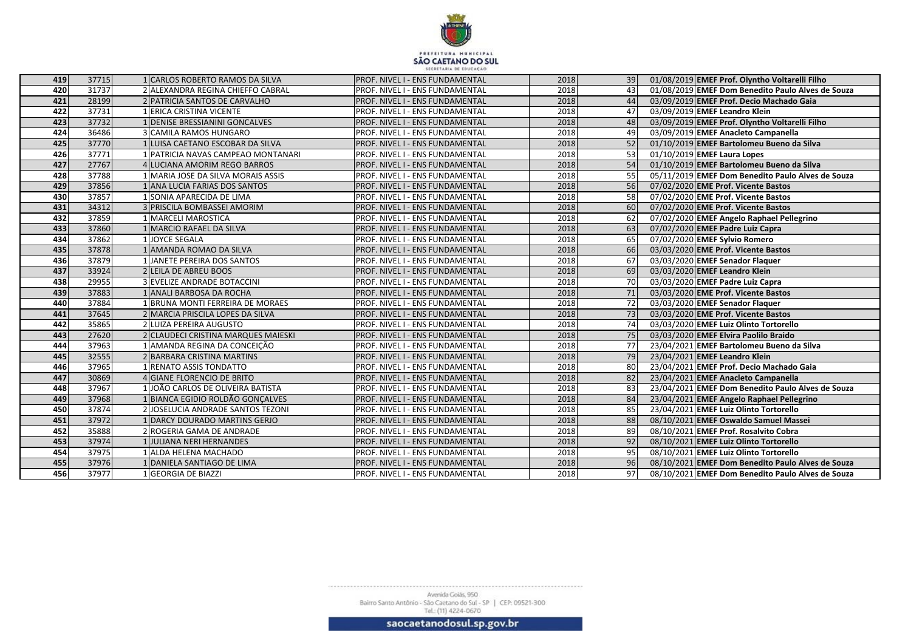| | | | | | | | | |
|---|---|---|---|---|---|---|---|---|
| 419 | 37715 | 1 | CARLOS ROBERTO RAMOS DA SILVA | PROF. NIVEL I - ENS FUNDAMENTAL | 2018 | 39 | 01/08/2019 | **EMEF Prof. Olyntho Voltarelli Filho** |
| 420 | 31737 | 2 | ALEXANDRA REGINA CHIEFFO CABRAL | PROF. NIVEL I - ENS FUNDAMENTAL | 2018 | 43 | 01/08/2019 | **EMEF Dom Benedito Paulo Alves de Souza** |
| 421 | 28199 | 2 | PATRICIA SANTOS DE CARVALHO | PROF. NIVEL I - ENS FUNDAMENTAL | 2018 | 44 | 03/09/2019 | **EMEF Prof. Decio Machado Gaia** |
| 422 | 37731 | 1 | ERICA CRISTINA VICENTE | PROF. NIVEL I - ENS FUNDAMENTAL | 2018 | 47 | 03/09/2019 | **EMEF Leandro Klein** |
| 423 | 37732 | 1 | DENISE BRESSIANINI GONCALVES | PROF. NIVEL I - ENS FUNDAMENTAL | 2018 | 48 | 03/09/2019 | **EMEF Prof. Olyntho Voltarelli Filho** |
| 424 | 36486 | 3 | CAMILA RAMOS HUNGARO | PROF. NIVEL I - ENS FUNDAMENTAL | 2018 | 49 | 03/09/2019 | **EMEF Anacleto Campanella** |
| 425 | 37770 | 1 | LUISA CAETANO ESCOBAR DA SILVA | PROF. NIVEL I - ENS FUNDAMENTAL | 2018 | 52 | 01/10/2019 | **EMEF Bartolomeu Bueno da Silva** |
| 426 | 37771 | 1 | PATRICIA NAVAS CAMPEAO MONTANARI | PROF. NIVEL I - ENS FUNDAMENTAL | 2018 | 53 | 01/10/2019 | **EMEF Laura Lopes** |
| 427 | 27767 | 4 | LUCIANA AMORIM REGO BARROS | PROF. NIVEL I - ENS FUNDAMENTAL | 2018 | 54 | 01/10/2019 | **EMEF Bartolomeu Bueno da Silva** |
| 428 | 37788 | 1 | MARIA JOSE DA SILVA MORAIS ASSIS | PROF. NIVEL I - ENS FUNDAMENTAL | 2018 | 55 | 05/11/2019 | **EMEF Dom Benedito Paulo Alves de Souza** |
| 429 | 37856 | 1 | ANA LUCIA FARIAS DOS SANTOS | PROF. NIVEL I - ENS FUNDAMENTAL | 2018 | 56 | 07/02/2020 | **EME Prof. Vicente Bastos** |
| 430 | 37857 | 1 | SONIA APARECIDA DE LIMA | PROF. NIVEL I - ENS FUNDAMENTAL | 2018 | 58 | 07/02/2020 | **EME Prof. Vicente Bastos** |
| 431 | 34312 | 3 | PRISCILA BOMBASSEI AMORIM | PROF. NIVEL I - ENS FUNDAMENTAL | 2018 | 60 | 07/02/2020 | **EME Prof. Vicente Bastos** |
| 432 | 37859 | 1 | MARCELI MAROSTICA | PROF. NIVEL I - ENS FUNDAMENTAL | 2018 | 62 | 07/02/2020 | **EMEF Angelo Raphael Pellegrino** |
| 433 | 37860 | 1 | MARCIO RAFAEL DA SILVA | PROF. NIVEL I - ENS FUNDAMENTAL | 2018 | 63 | 07/02/2020 | **EMEF Padre Luiz Capra** |
| 434 | 37862 | 1 | JOYCE SEGALA | PROF. NIVEL I - ENS FUNDAMENTAL | 2018 | 65 | 07/02/2020 | **EMEF Sylvio Romero** |
| 435 | 37878 | 1 | AMANDA ROMAO DA SILVA | PROF. NIVEL I - ENS FUNDAMENTAL | 2018 | 66 | 03/03/2020 | **EME Prof. Vicente Bastos** |
| 436 | 37879 | 1 | JANETE PEREIRA DOS SANTOS | PROF. NIVEL I - ENS FUNDAMENTAL | 2018 | 67 | 03/03/2020 | **EMEF Senador Flaquer** |
| 437 | 33924 | 2 | LEILA DE ABREU BOOS | PROF. NIVEL I - ENS FUNDAMENTAL | 2018 | 69 | 03/03/2020 | **EMEF Leandro Klein** |
| 438 | 29955 | 3 | EVELIZE ANDRADE BOTACCINI | PROF. NIVEL I - ENS FUNDAMENTAL | 2018 | 70 | 03/03/2020 | **EMEF Padre Luiz Capra** |
| 439 | 37883 | 1 | ANALI BARBOSA DA ROCHA | PROF. NIVEL I - ENS FUNDAMENTAL | 2018 | 71 | 03/03/2020 | **EME Prof. Vicente Bastos** |
| 440 | 37884 | 1 | BRUNA MONTI FERREIRA DE MORAES | PROF. NIVEL I - ENS FUNDAMENTAL | 2018 | 72 | 03/03/2020 | **EMEF Senador Flaquer** |
| 441 | 37645 | 2 | MARCIA PRISCILA LOPES DA SILVA | PROF. NIVEL I - ENS FUNDAMENTAL | 2018 | 73 | 03/03/2020 | **EME Prof. Vicente Bastos** |
| 442 | 35865 | 2 | LUIZA PEREIRA AUGUSTO | PROF. NIVEL I - ENS FUNDAMENTAL | 2018 | 74 | 03/03/2020 | **EMEF Luiz Olinto Tortorello** |
| 443 | 27620 | 2 | CLAUDECI CRISTINA MARQUES MAIESKI | PROF. NIVEL I - ENS FUNDAMENTAL | 2018 | 75 | 03/03/2020 | **EMEF Elvira Paolilo Braido** |
| 444 | 37963 | 1 | AMANDA REGINA DA CONCEIÇÃO | PROF. NIVEL I - ENS FUNDAMENTAL | 2018 | 77 | 23/04/2021 | **EMEF Bartolomeu Bueno da Silva** |
| 445 | 32555 | 2 | BARBARA CRISTINA MARTINS | PROF. NIVEL I - ENS FUNDAMENTAL | 2018 | 79 | 23/04/2021 | **EMEF Leandro Klein** |
| 446 | 37965 | 1 | RENATO ASSIS TONDATTO | PROF. NIVEL I - ENS FUNDAMENTAL | 2018 | 80 | 23/04/2021 | **EMEF Prof. Decio Machado Gaia** |
| 447 | 30869 | 4 | GIANE FLORENCIO DE BRITO | PROF. NIVEL I - ENS FUNDAMENTAL | 2018 | 82 | 23/04/2021 | **EMEF Anacleto Campanella** |
| 448 | 37967 | 1 | JOÃO CARLOS DE OLIVEIRA BATISTA | PROF. NIVEL I - ENS FUNDAMENTAL | 2018 | 83 | 23/04/2021 | **EMEF Dom Benedito Paulo Alves de Souza** |
| 449 | 37968 | 1 | BIANCA EGIDIO ROLDÃO GONÇALVES | PROF. NIVEL I - ENS FUNDAMENTAL | 2018 | 84 | 23/04/2021 | **EMEF Angelo Raphael Pellegrino** |
| 450 | 37874 | 2 | JOSELUCIA ANDRADE SANTOS TEZONI | PROF. NIVEL I - ENS FUNDAMENTAL | 2018 | 85 | 23/04/2021 | **EMEF Luiz Olinto Tortorello** |
| 451 | 37972 | 1 | DARCY DOURADO MARTINS GERJO | PROF. NIVEL I - ENS FUNDAMENTAL | 2018 | 88 | 08/10/2021 | **EMEF Oswaldo Samuel Massei** |
| 452 | 35888 | 2 | ROGERIA GAMA DE ANDRADE | PROF. NIVEL I - ENS FUNDAMENTAL | 2018 | 89 | 08/10/2021 | **EMEF Prof. Rosalvito Cobra** |
| 453 | 37974 | 1 | JULIANA NERI HERNANDES | PROF. NIVEL I - ENS FUNDAMENTAL | 2018 | 92 | 08/10/2021 | **EMEF Luiz Olinto Tortorello** |
| 454 | 37975 | 1 | ALDA HELENA MACHADO | PROF. NIVEL I - ENS FUNDAMENTAL | 2018 | 95 | 08/10/2021 | **EMEF Luiz Olinto Tortorello** |
| 455 | 37976 | 1 | DANIELA SANTIAGO DE LIMA | PROF. NIVEL I - ENS FUNDAMENTAL | 2018 | 96 | 08/10/2021 | **EMEF Dom Benedito Paulo Alves de Souza** |
| 456 | 37977 | 1 | GEORGIA DE BIAZZI | PROF. NIVEL I - ENS FUNDAMENTAL | 2018 | 97 | 08/10/2021 | **EMEF Dom Benedito Paulo Alves de Souza** |